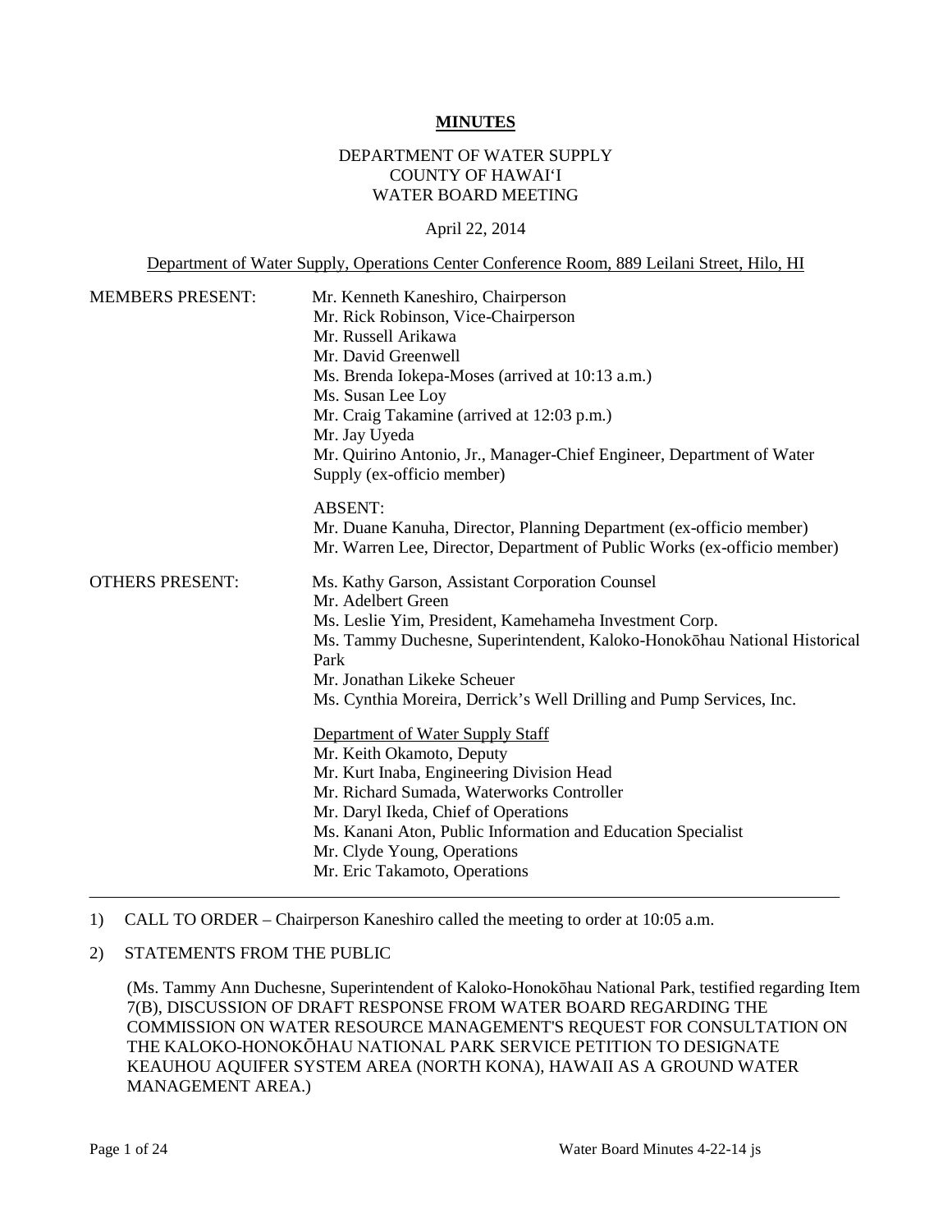# MINUTES

DEPARTMENT OF WATER SUPPLY
COUNTY OF HAWAIʻI
WATER BOARD MEETING

April 22, 2014

Department of Water Supply, Operations Center Conference Room, 889 Leilani Street, Hilo, HI

MEMBERS PRESENT:

Mr. Kenneth Kaneshiro, Chairperson
Mr. Rick Robinson, Vice-Chairperson
Mr. Russell Arikawa
Mr. David Greenwell
Ms. Brenda Iokepa-Moses (arrived at 10:13 a.m.)
Ms. Susan Lee Loy
Mr. Craig Takamine (arrived at 12:03 p.m.)
Mr. Jay Uyeda
Mr. Quirino Antonio, Jr., Manager-Chief Engineer, Department of Water Supply (ex-officio member)

ABSENT:
Mr. Duane Kanuha, Director, Planning Department (ex-officio member)
Mr. Warren Lee, Director, Department of Public Works (ex-officio member)

OTHERS PRESENT:

Ms. Kathy Garson, Assistant Corporation Counsel
Mr. Adelbert Green
Ms. Leslie Yim, President, Kamehameha Investment Corp.
Ms. Tammy Duchesne, Superintendent, Kaloko-Honokōhau National Historical Park
Mr. Jonathan Likeke Scheuer
Ms. Cynthia Moreira, Derrick's Well Drilling and Pump Services, Inc.

Department of Water Supply Staff
Mr. Keith Okamoto, Deputy
Mr. Kurt Inaba, Engineering Division Head
Mr. Richard Sumada, Waterworks Controller
Mr. Daryl Ikeda, Chief of Operations
Ms. Kanani Aton, Public Information and Education Specialist
Mr. Clyde Young, Operations
Mr. Eric Takamoto, Operations

---

1) CALL TO ORDER – Chairperson Kaneshiro called the meeting to order at 10:05 a.m.

2) STATEMENTS FROM THE PUBLIC

(Ms. Tammy Ann Duchesne, Superintendent of Kaloko-Honokōhau National Park, testified regarding Item 7(B), DISCUSSION OF DRAFT RESPONSE FROM WATER BOARD REGARDING THE COMMISSION ON WATER RESOURCE MANAGEMENT'S REQUEST FOR CONSULTATION ON THE KALOKO-HONOKŌHAU NATIONAL PARK SERVICE PETITION TO DESIGNATE KEAUHOU AQUIFER SYSTEM AREA (NORTH KONA), HAWAII AS A GROUND WATER MANAGEMENT AREA.)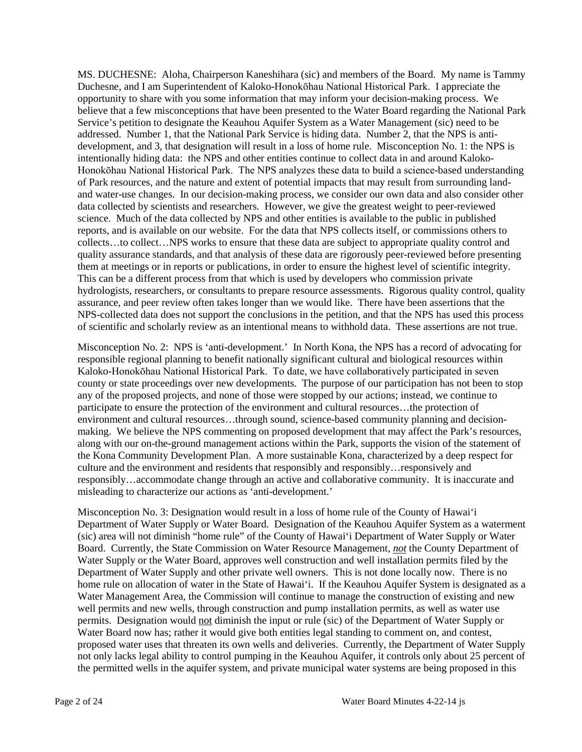MS. DUCHESNE: Aloha, Chairperson Kaneshihara (sic) and members of the Board. My name is Tammy Duchesne, and I am Superintendent of Kaloko-Honokōhau National Historical Park. I appreciate the opportunity to share with you some information that may inform your decision-making process. We believe that a few misconceptions that have been presented to the Water Board regarding the National Park Service's petition to designate the Keauhou Aquifer System as a Water Management (sic) need to be addressed. Number 1, that the National Park Service is hiding data. Number 2, that the NPS is anti-development, and 3, that designation will result in a loss of home rule. Misconception No. 1: the NPS is intentionally hiding data: the NPS and other entities continue to collect data in and around Kaloko-Honokōhau National Historical Park. The NPS analyzes these data to build a science-based understanding of Park resources, and the nature and extent of potential impacts that may result from surrounding land- and water-use changes. In our decision-making process, we consider our own data and also consider other data collected by scientists and researchers. However, we give the greatest weight to peer-reviewed science. Much of the data collected by NPS and other entities is available to the public in published reports, and is available on our website. For the data that NPS collects itself, or commissions others to collects…to collect…NPS works to ensure that these data are subject to appropriate quality control and quality assurance standards, and that analysis of these data are rigorously peer-reviewed before presenting them at meetings or in reports or publications, in order to ensure the highest level of scientific integrity. This can be a different process from that which is used by developers who commission private hydrologists, researchers, or consultants to prepare resource assessments. Rigorous quality control, quality assurance, and peer review often takes longer than we would like. There have been assertions that the NPS-collected data does not support the conclusions in the petition, and that the NPS has used this process of scientific and scholarly review as an intentional means to withhold data. These assertions are not true.

Misconception No. 2: NPS is 'anti-development.' In North Kona, the NPS has a record of advocating for responsible regional planning to benefit nationally significant cultural and biological resources within Kaloko-Honokōhau National Historical Park. To date, we have collaboratively participated in seven county or state proceedings over new developments. The purpose of our participation has not been to stop any of the proposed projects, and none of those were stopped by our actions; instead, we continue to participate to ensure the protection of the environment and cultural resources…the protection of environment and cultural resources…through sound, science-based community planning and decision-making. We believe the NPS commenting on proposed development that may affect the Park's resources, along with our on-the-ground management actions within the Park, supports the vision of the statement of the Kona Community Development Plan. A more sustainable Kona, characterized by a deep respect for culture and the environment and residents that responsibly and responsibly…responsively and responsibly…accommodate change through an active and collaborative community. It is inaccurate and misleading to characterize our actions as 'anti-development.'

Misconception No. 3: Designation would result in a loss of home rule of the County of Hawaiʻi Department of Water Supply or Water Board. Designation of the Keauhou Aquifer System as a waterment (sic) area will not diminish "home rule" of the County of Hawaiʻi Department of Water Supply or Water Board. Currently, the State Commission on Water Resource Management, ***not*** the County Department of Water Supply or the Water Board, approves well construction and well installation permits filed by the Department of Water Supply and other private well owners. This is not done locally now. There is no home rule on allocation of water in the State of Hawaiʻi. If the Keauhou Aquifer System is designated as a Water Management Area, the Commission will continue to manage the construction of existing and new well permits and new wells, through construction and pump installation permits, as well as water use permits. Designation would <u>not</u> diminish the input or rule (sic) of the Department of Water Supply or Water Board now has; rather it would give both entities legal standing to comment on, and contest, proposed water uses that threaten its own wells and deliveries. Currently, the Department of Water Supply not only lacks legal ability to control pumping in the Keauhou Aquifer, it controls only about 25 percent of the permitted wells in the aquifer system, and private municipal water systems are being proposed in this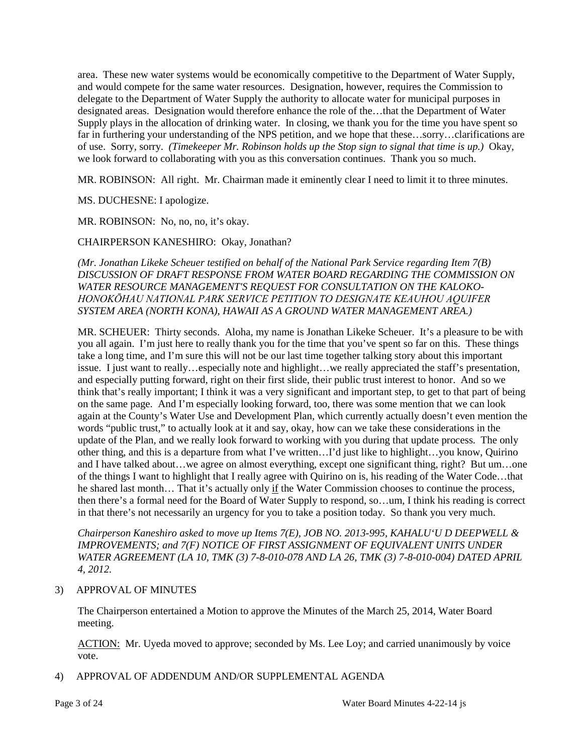area. These new water systems would be economically competitive to the Department of Water Supply, and would compete for the same water resources. Designation, however, requires the Commission to delegate to the Department of Water Supply the authority to allocate water for municipal purposes in designated areas. Designation would therefore enhance the role of the…that the Department of Water Supply plays in the allocation of drinking water. In closing, we thank you for the time you have spent so far in furthering your understanding of the NPS petition, and we hope that these…sorry…clarifications are of use. Sorry, sorry. *(Timekeeper Mr. Robinson holds up the Stop sign to signal that time is up.)* Okay, we look forward to collaborating with you as this conversation continues. Thank you so much.

MR. ROBINSON: All right. Mr. Chairman made it eminently clear I need to limit it to three minutes.

MS. DUCHESNE: I apologize.

MR. ROBINSON: No, no, no, it's okay.

CHAIRPERSON KANESHIRO: Okay, Jonathan?

*(Mr. Jonathan Likeke Scheuer testified on behalf of the National Park Service regarding Item 7(B) DISCUSSION OF DRAFT RESPONSE FROM WATER BOARD REGARDING THE COMMISSION ON WATER RESOURCE MANAGEMENT'S REQUEST FOR CONSULTATION ON THE KALOKO-HONOKŌHAU NATIONAL PARK SERVICE PETITION TO DESIGNATE KEAUHOU AQUIFER SYSTEM AREA (NORTH KONA), HAWAII AS A GROUND WATER MANAGEMENT AREA.)*

MR. SCHEUER: Thirty seconds. Aloha, my name is Jonathan Likeke Scheuer. It's a pleasure to be with you all again. I'm just here to really thank you for the time that you've spent so far on this. These things take a long time, and I'm sure this will not be our last time together talking story about this important issue. I just want to really…especially note and highlight…we really appreciated the staff's presentation, and especially putting forward, right on their first slide, their public trust interest to honor. And so we think that's really important; I think it was a very significant and important step, to get to that part of being on the same page. And I'm especially looking forward, too, there was some mention that we can look again at the County's Water Use and Development Plan, which currently actually doesn't even mention the words "public trust," to actually look at it and say, okay, how can we take these considerations in the update of the Plan, and we really look forward to working with you during that update process. The only other thing, and this is a departure from what I've written…I'd just like to highlight…you know, Quirino and I have talked about…we agree on almost everything, except one significant thing, right? But um…one of the things I want to highlight that I really agree with Quirino on is, his reading of the Water Code…that he shared last month… That it's actually only <u>if</u> the Water Commission chooses to continue the process, then there's a formal need for the Board of Water Supply to respond, so…um, I think his reading is correct in that there's not necessarily an urgency for you to take a position today. So thank you very much.

*Chairperson Kaneshiro asked to move up Items 7(E), JOB NO. 2013-995, KAHALU'U D DEEPWELL & IMPROVEMENTS; and 7(F) NOTICE OF FIRST ASSIGNMENT OF EQUIVALENT UNITS UNDER WATER AGREEMENT (LA 10, TMK (3) 7-8-010-078 AND LA 26, TMK (3) 7-8-010-004) DATED APRIL 4, 2012.*

3) APPROVAL OF MINUTES

The Chairperson entertained a Motion to approve the Minutes of the March 25, 2014, Water Board meeting.

<u>ACTION:</u> Mr. Uyeda moved to approve; seconded by Ms. Lee Loy; and carried unanimously by voice vote.

4) APPROVAL OF ADDENDUM AND/OR SUPPLEMENTAL AGENDA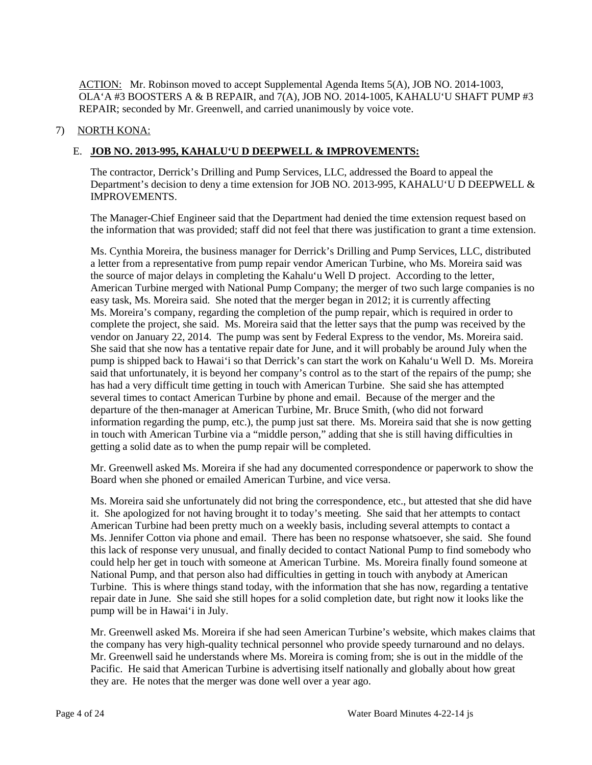ACTION: Mr. Robinson moved to accept Supplemental Agenda Items 5(A), JOB NO. 2014-1003, OLA‘A #3 BOOSTERS A & B REPAIR, and 7(A), JOB NO. 2014-1005, KAHALU‘U SHAFT PUMP #3 REPAIR; seconded by Mr. Greenwell, and carried unanimously by voice vote.

7) NORTH KONA:

E. **JOB NO. 2013-995, KAHALU‘U D DEEPWELL & IMPROVEMENTS:**

The contractor, Derrick’s Drilling and Pump Services, LLC, addressed the Board to appeal the Department’s decision to deny a time extension for JOB NO. 2013-995, KAHALU‘U D DEEPWELL & IMPROVEMENTS.

The Manager-Chief Engineer said that the Department had denied the time extension request based on the information that was provided; staff did not feel that there was justification to grant a time extension.

Ms. Cynthia Moreira, the business manager for Derrick’s Drilling and Pump Services, LLC, distributed a letter from a representative from pump repair vendor American Turbine, who Ms. Moreira said was the source of major delays in completing the Kahalu‘u Well D project. According to the letter, American Turbine merged with National Pump Company; the merger of two such large companies is no easy task, Ms. Moreira said. She noted that the merger began in 2012; it is currently affecting Ms. Moreira’s company, regarding the completion of the pump repair, which is required in order to complete the project, she said. Ms. Moreira said that the letter says that the pump was received by the vendor on January 22, 2014. The pump was sent by Federal Express to the vendor, Ms. Moreira said. She said that she now has a tentative repair date for June, and it will probably be around July when the pump is shipped back to Hawai‘i so that Derrick’s can start the work on Kahalu‘u Well D. Ms. Moreira said that unfortunately, it is beyond her company’s control as to the start of the repairs of the pump; she has had a very difficult time getting in touch with American Turbine. She said she has attempted several times to contact American Turbine by phone and email. Because of the merger and the departure of the then-manager at American Turbine, Mr. Bruce Smith, (who did not forward information regarding the pump, etc.), the pump just sat there. Ms. Moreira said that she is now getting in touch with American Turbine via a “middle person,” adding that she is still having difficulties in getting a solid date as to when the pump repair will be completed.

Mr. Greenwell asked Ms. Moreira if she had any documented correspondence or paperwork to show the Board when she phoned or emailed American Turbine, and vice versa.

Ms. Moreira said she unfortunately did not bring the correspondence, etc., but attested that she did have it. She apologized for not having brought it to today’s meeting. She said that her attempts to contact American Turbine had been pretty much on a weekly basis, including several attempts to contact a Ms. Jennifer Cotton via phone and email. There has been no response whatsoever, she said. She found this lack of response very unusual, and finally decided to contact National Pump to find somebody who could help her get in touch with someone at American Turbine. Ms. Moreira finally found someone at National Pump, and that person also had difficulties in getting in touch with anybody at American Turbine. This is where things stand today, with the information that she has now, regarding a tentative repair date in June. She said she still hopes for a solid completion date, but right now it looks like the pump will be in Hawai‘i in July.

Mr. Greenwell asked Ms. Moreira if she had seen American Turbine’s website, which makes claims that the company has very high-quality technical personnel who provide speedy turnaround and no delays. Mr. Greenwell said he understands where Ms. Moreira is coming from; she is out in the middle of the Pacific. He said that American Turbine is advertising itself nationally and globally about how great they are. He notes that the merger was done well over a year ago.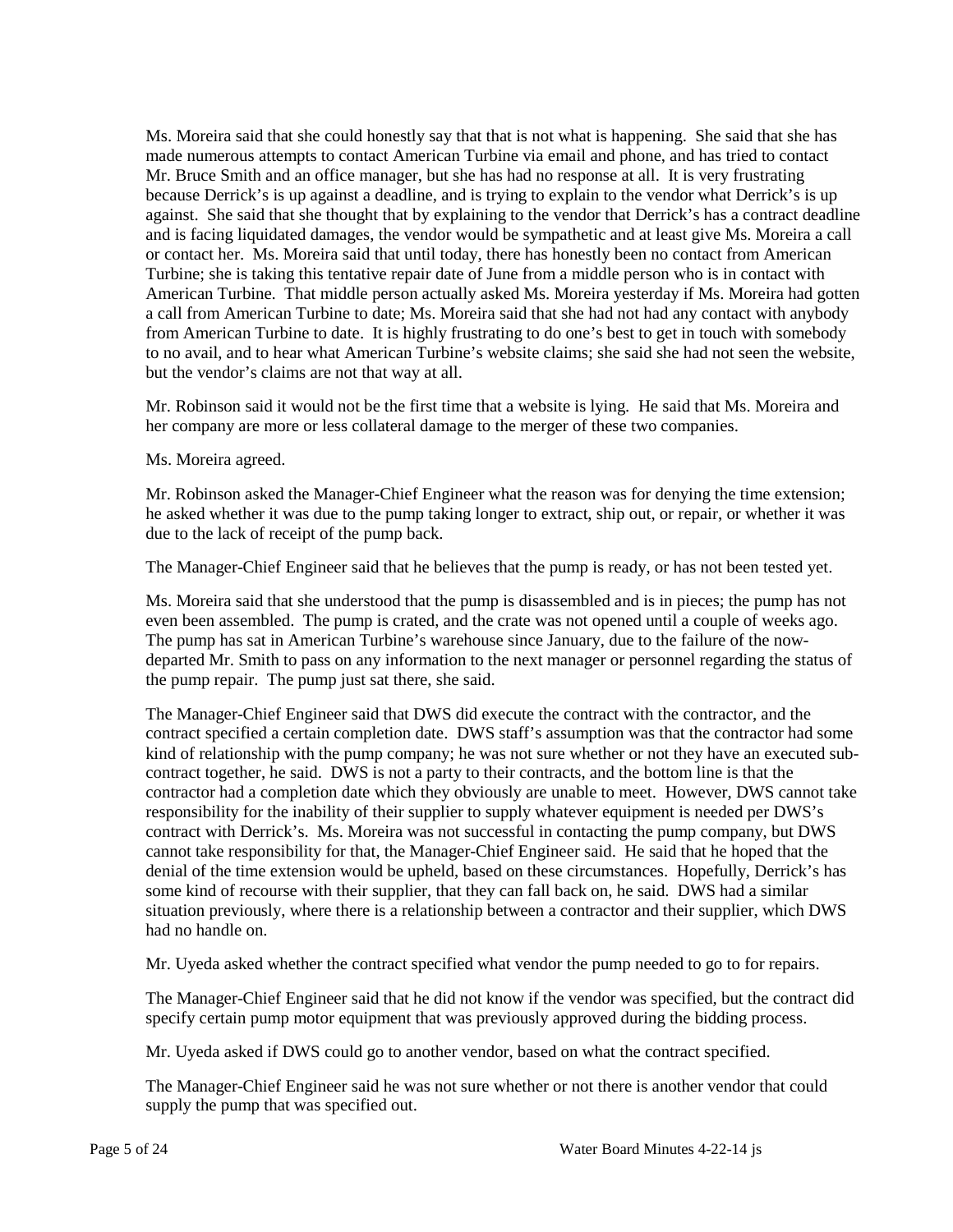Ms. Moreira said that she could honestly say that that is not what is happening. She said that she has made numerous attempts to contact American Turbine via email and phone, and has tried to contact Mr. Bruce Smith and an office manager, but she has had no response at all. It is very frustrating because Derrick's is up against a deadline, and is trying to explain to the vendor what Derrick's is up against. She said that she thought that by explaining to the vendor that Derrick's has a contract deadline and is facing liquidated damages, the vendor would be sympathetic and at least give Ms. Moreira a call or contact her. Ms. Moreira said that until today, there has honestly been no contact from American Turbine; she is taking this tentative repair date of June from a middle person who is in contact with American Turbine. That middle person actually asked Ms. Moreira yesterday if Ms. Moreira had gotten a call from American Turbine to date; Ms. Moreira said that she had not had any contact with anybody from American Turbine to date. It is highly frustrating to do one's best to get in touch with somebody to no avail, and to hear what American Turbine's website claims; she said she had not seen the website, but the vendor's claims are not that way at all.

Mr. Robinson said it would not be the first time that a website is lying. He said that Ms. Moreira and her company are more or less collateral damage to the merger of these two companies.

Ms. Moreira agreed.

Mr. Robinson asked the Manager-Chief Engineer what the reason was for denying the time extension; he asked whether it was due to the pump taking longer to extract, ship out, or repair, or whether it was due to the lack of receipt of the pump back.

The Manager-Chief Engineer said that he believes that the pump is ready, or has not been tested yet.

Ms. Moreira said that she understood that the pump is disassembled and is in pieces; the pump has not even been assembled. The pump is crated, and the crate was not opened until a couple of weeks ago. The pump has sat in American Turbine's warehouse since January, due to the failure of the now-departed Mr. Smith to pass on any information to the next manager or personnel regarding the status of the pump repair. The pump just sat there, she said.

The Manager-Chief Engineer said that DWS did execute the contract with the contractor, and the contract specified a certain completion date. DWS staff's assumption was that the contractor had some kind of relationship with the pump company; he was not sure whether or not they have an executed sub-contract together, he said. DWS is not a party to their contracts, and the bottom line is that the contractor had a completion date which they obviously are unable to meet. However, DWS cannot take responsibility for the inability of their supplier to supply whatever equipment is needed per DWS's contract with Derrick's. Ms. Moreira was not successful in contacting the pump company, but DWS cannot take responsibility for that, the Manager-Chief Engineer said. He said that he hoped that the denial of the time extension would be upheld, based on these circumstances. Hopefully, Derrick's has some kind of recourse with their supplier, that they can fall back on, he said. DWS had a similar situation previously, where there is a relationship between a contractor and their supplier, which DWS had no handle on.

Mr. Uyeda asked whether the contract specified what vendor the pump needed to go to for repairs.

The Manager-Chief Engineer said that he did not know if the vendor was specified, but the contract did specify certain pump motor equipment that was previously approved during the bidding process.

Mr. Uyeda asked if DWS could go to another vendor, based on what the contract specified.

The Manager-Chief Engineer said he was not sure whether or not there is another vendor that could supply the pump that was specified out.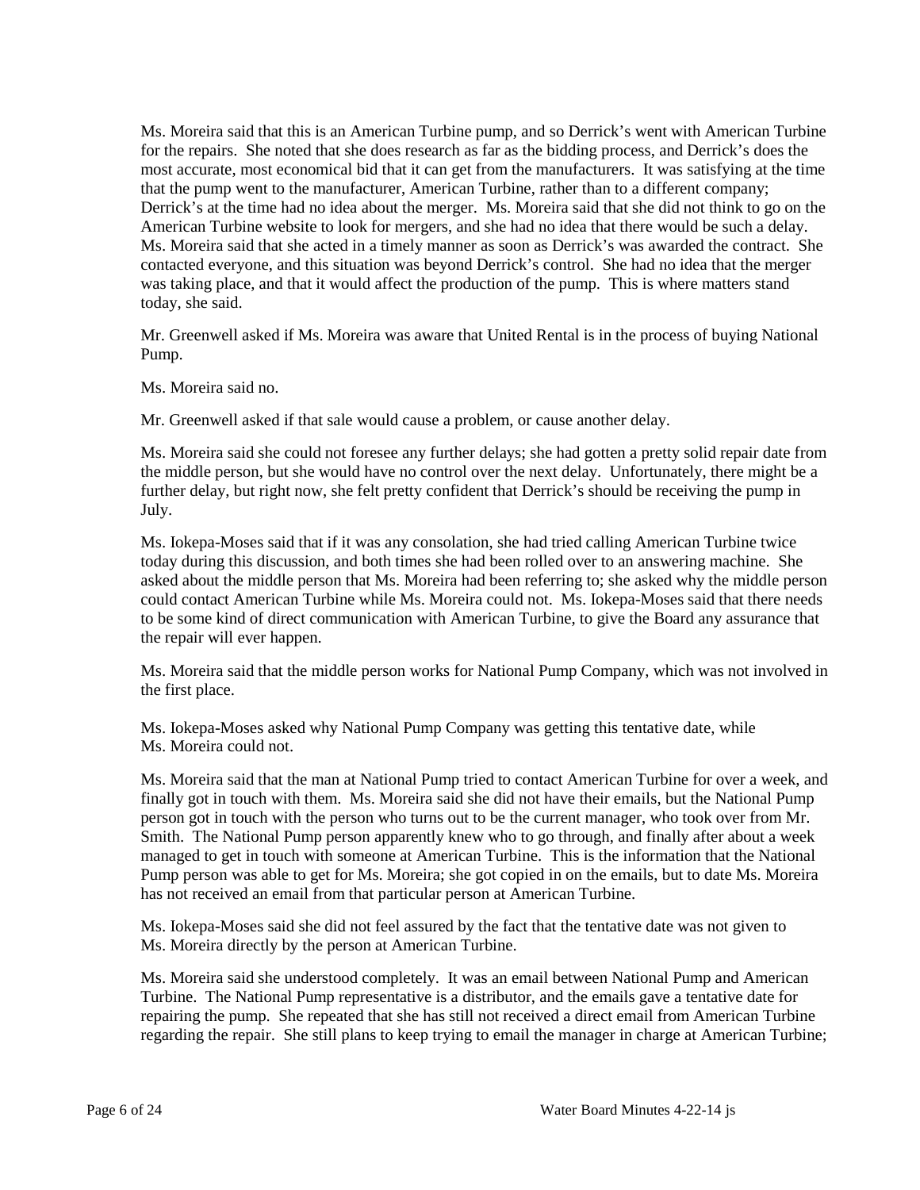Ms. Moreira said that this is an American Turbine pump, and so Derrick's went with American Turbine for the repairs. She noted that she does research as far as the bidding process, and Derrick's does the most accurate, most economical bid that it can get from the manufacturers. It was satisfying at the time that the pump went to the manufacturer, American Turbine, rather than to a different company; Derrick's at the time had no idea about the merger. Ms. Moreira said that she did not think to go on the American Turbine website to look for mergers, and she had no idea that there would be such a delay. Ms. Moreira said that she acted in a timely manner as soon as Derrick's was awarded the contract. She contacted everyone, and this situation was beyond Derrick's control. She had no idea that the merger was taking place, and that it would affect the production of the pump. This is where matters stand today, she said.

Mr. Greenwell asked if Ms. Moreira was aware that United Rental is in the process of buying National Pump.

Ms. Moreira said no.

Mr. Greenwell asked if that sale would cause a problem, or cause another delay.

Ms. Moreira said she could not foresee any further delays; she had gotten a pretty solid repair date from the middle person, but she would have no control over the next delay. Unfortunately, there might be a further delay, but right now, she felt pretty confident that Derrick's should be receiving the pump in July.

Ms. Iokepa-Moses said that if it was any consolation, she had tried calling American Turbine twice today during this discussion, and both times she had been rolled over to an answering machine. She asked about the middle person that Ms. Moreira had been referring to; she asked why the middle person could contact American Turbine while Ms. Moreira could not. Ms. Iokepa-Moses said that there needs to be some kind of direct communication with American Turbine, to give the Board any assurance that the repair will ever happen.

Ms. Moreira said that the middle person works for National Pump Company, which was not involved in the first place.

Ms. Iokepa-Moses asked why National Pump Company was getting this tentative date, while Ms. Moreira could not.

Ms. Moreira said that the man at National Pump tried to contact American Turbine for over a week, and finally got in touch with them. Ms. Moreira said she did not have their emails, but the National Pump person got in touch with the person who turns out to be the current manager, who took over from Mr. Smith. The National Pump person apparently knew who to go through, and finally after about a week managed to get in touch with someone at American Turbine. This is the information that the National Pump person was able to get for Ms. Moreira; she got copied in on the emails, but to date Ms. Moreira has not received an email from that particular person at American Turbine.

Ms. Iokepa-Moses said she did not feel assured by the fact that the tentative date was not given to Ms. Moreira directly by the person at American Turbine.

Ms. Moreira said she understood completely. It was an email between National Pump and American Turbine. The National Pump representative is a distributor, and the emails gave a tentative date for repairing the pump. She repeated that she has still not received a direct email from American Turbine regarding the repair. She still plans to keep trying to email the manager in charge at American Turbine;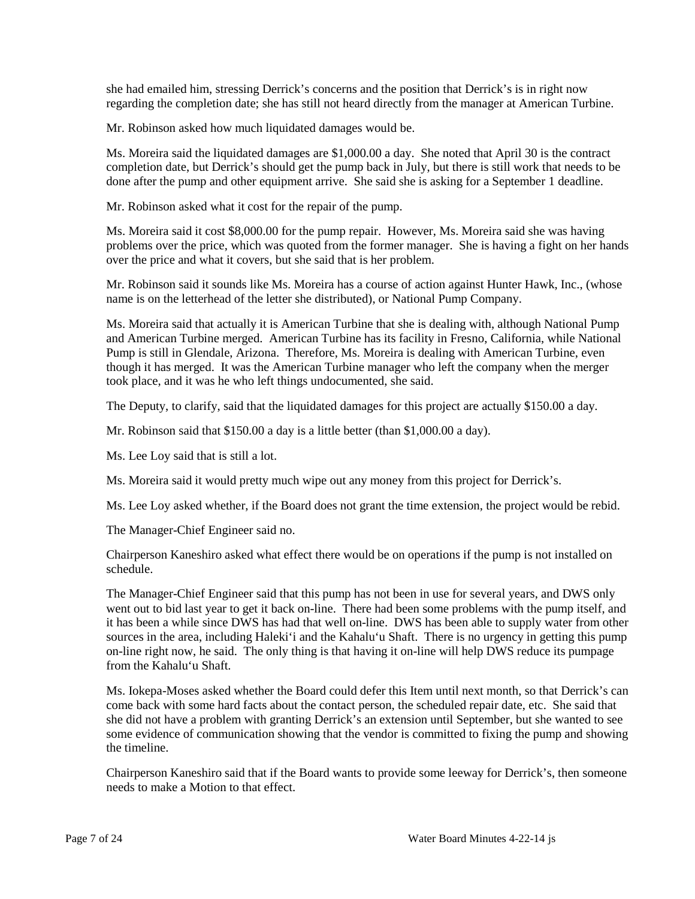she had emailed him, stressing Derrick's concerns and the position that Derrick's is in right now regarding the completion date; she has still not heard directly from the manager at American Turbine.

Mr. Robinson asked how much liquidated damages would be.

Ms. Moreira said the liquidated damages are $1,000.00 a day. She noted that April 30 is the contract completion date, but Derrick's should get the pump back in July, but there is still work that needs to be done after the pump and other equipment arrive. She said she is asking for a September 1 deadline.

Mr. Robinson asked what it cost for the repair of the pump.

Ms. Moreira said it cost $8,000.00 for the pump repair. However, Ms. Moreira said she was having problems over the price, which was quoted from the former manager. She is having a fight on her hands over the price and what it covers, but she said that is her problem.

Mr. Robinson said it sounds like Ms. Moreira has a course of action against Hunter Hawk, Inc., (whose name is on the letterhead of the letter she distributed), or National Pump Company.

Ms. Moreira said that actually it is American Turbine that she is dealing with, although National Pump and American Turbine merged. American Turbine has its facility in Fresno, California, while National Pump is still in Glendale, Arizona. Therefore, Ms. Moreira is dealing with American Turbine, even though it has merged. It was the American Turbine manager who left the company when the merger took place, and it was he who left things undocumented, she said.

The Deputy, to clarify, said that the liquidated damages for this project are actually $150.00 a day.

Mr. Robinson said that $150.00 a day is a little better (than $1,000.00 a day).

Ms. Lee Loy said that is still a lot.

Ms. Moreira said it would pretty much wipe out any money from this project for Derrick's.

Ms. Lee Loy asked whether, if the Board does not grant the time extension, the project would be rebid.

The Manager-Chief Engineer said no.

Chairperson Kaneshiro asked what effect there would be on operations if the pump is not installed on schedule.

The Manager-Chief Engineer said that this pump has not been in use for several years, and DWS only went out to bid last year to get it back on-line. There had been some problems with the pump itself, and it has been a while since DWS has had that well on-line. DWS has been able to supply water from other sources in the area, including Haleki'i and the Kahalu'u Shaft. There is no urgency in getting this pump on-line right now, he said. The only thing is that having it on-line will help DWS reduce its pumpage from the Kahalu'u Shaft.

Ms. Iokepa-Moses asked whether the Board could defer this Item until next month, so that Derrick's can come back with some hard facts about the contact person, the scheduled repair date, etc. She said that she did not have a problem with granting Derrick's an extension until September, but she wanted to see some evidence of communication showing that the vendor is committed to fixing the pump and showing the timeline.

Chairperson Kaneshiro said that if the Board wants to provide some leeway for Derrick's, then someone needs to make a Motion to that effect.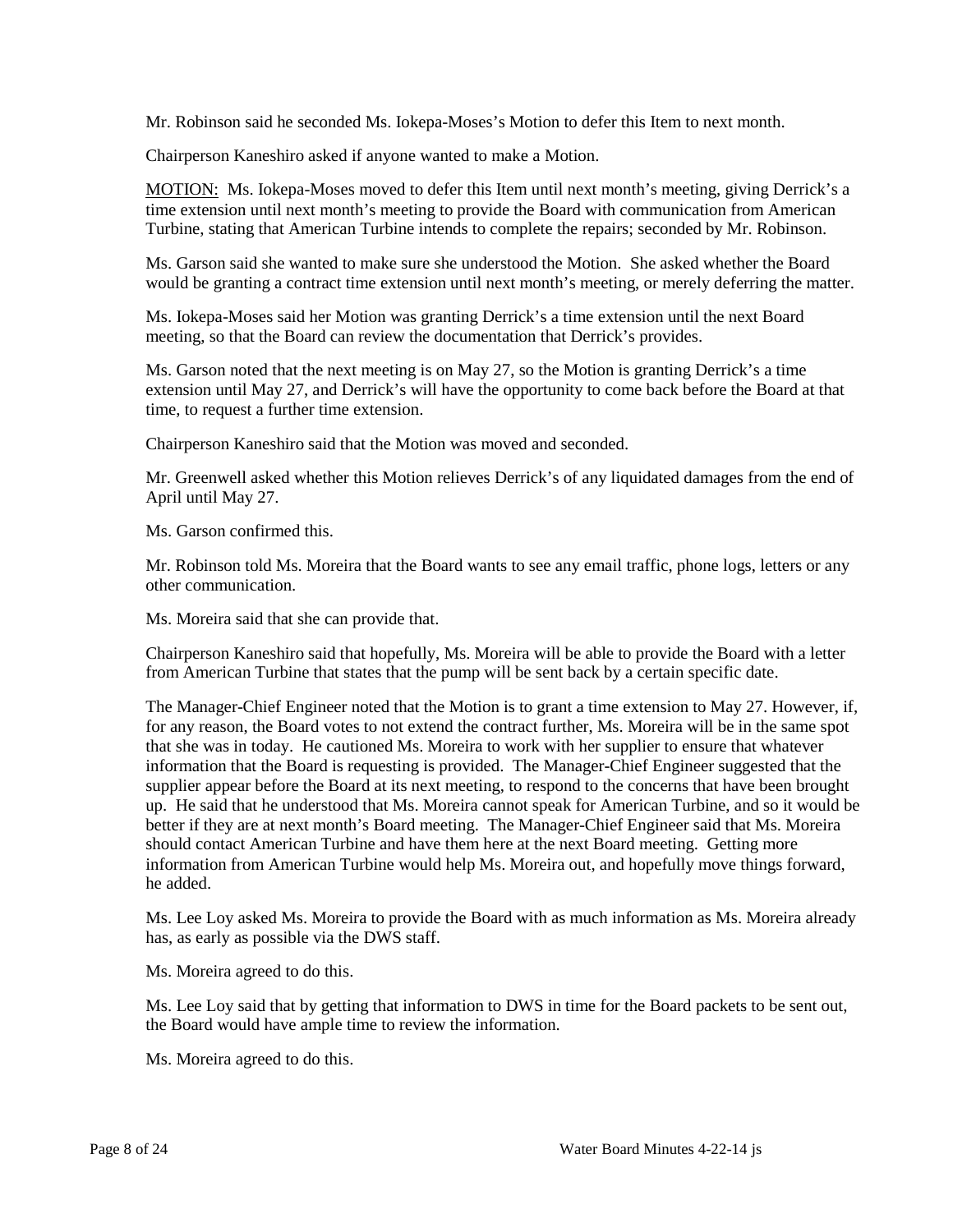Mr. Robinson said he seconded Ms. Iokepa-Moses's Motion to defer this Item to next month.

Chairperson Kaneshiro asked if anyone wanted to make a Motion.

<u>MOTION:</u> Ms. Iokepa-Moses moved to defer this Item until next month's meeting, giving Derrick's a time extension until next month's meeting to provide the Board with communication from American Turbine, stating that American Turbine intends to complete the repairs; seconded by Mr. Robinson.

Ms. Garson said she wanted to make sure she understood the Motion. She asked whether the Board would be granting a contract time extension until next month's meeting, or merely deferring the matter.

Ms. Iokepa-Moses said her Motion was granting Derrick's a time extension until the next Board meeting, so that the Board can review the documentation that Derrick's provides.

Ms. Garson noted that the next meeting is on May 27, so the Motion is granting Derrick's a time extension until May 27, and Derrick's will have the opportunity to come back before the Board at that time, to request a further time extension.

Chairperson Kaneshiro said that the Motion was moved and seconded.

Mr. Greenwell asked whether this Motion relieves Derrick's of any liquidated damages from the end of April until May 27.

Ms. Garson confirmed this.

Mr. Robinson told Ms. Moreira that the Board wants to see any email traffic, phone logs, letters or any other communication.

Ms. Moreira said that she can provide that.

Chairperson Kaneshiro said that hopefully, Ms. Moreira will be able to provide the Board with a letter from American Turbine that states that the pump will be sent back by a certain specific date.

The Manager-Chief Engineer noted that the Motion is to grant a time extension to May 27. However, if, for any reason, the Board votes to not extend the contract further, Ms. Moreira will be in the same spot that she was in today. He cautioned Ms. Moreira to work with her supplier to ensure that whatever information that the Board is requesting is provided. The Manager-Chief Engineer suggested that the supplier appear before the Board at its next meeting, to respond to the concerns that have been brought up. He said that he understood that Ms. Moreira cannot speak for American Turbine, and so it would be better if they are at next month's Board meeting. The Manager-Chief Engineer said that Ms. Moreira should contact American Turbine and have them here at the next Board meeting. Getting more information from American Turbine would help Ms. Moreira out, and hopefully move things forward, he added.

Ms. Lee Loy asked Ms. Moreira to provide the Board with as much information as Ms. Moreira already has, as early as possible via the DWS staff.

Ms. Moreira agreed to do this.

Ms. Lee Loy said that by getting that information to DWS in time for the Board packets to be sent out, the Board would have ample time to review the information.

Ms. Moreira agreed to do this.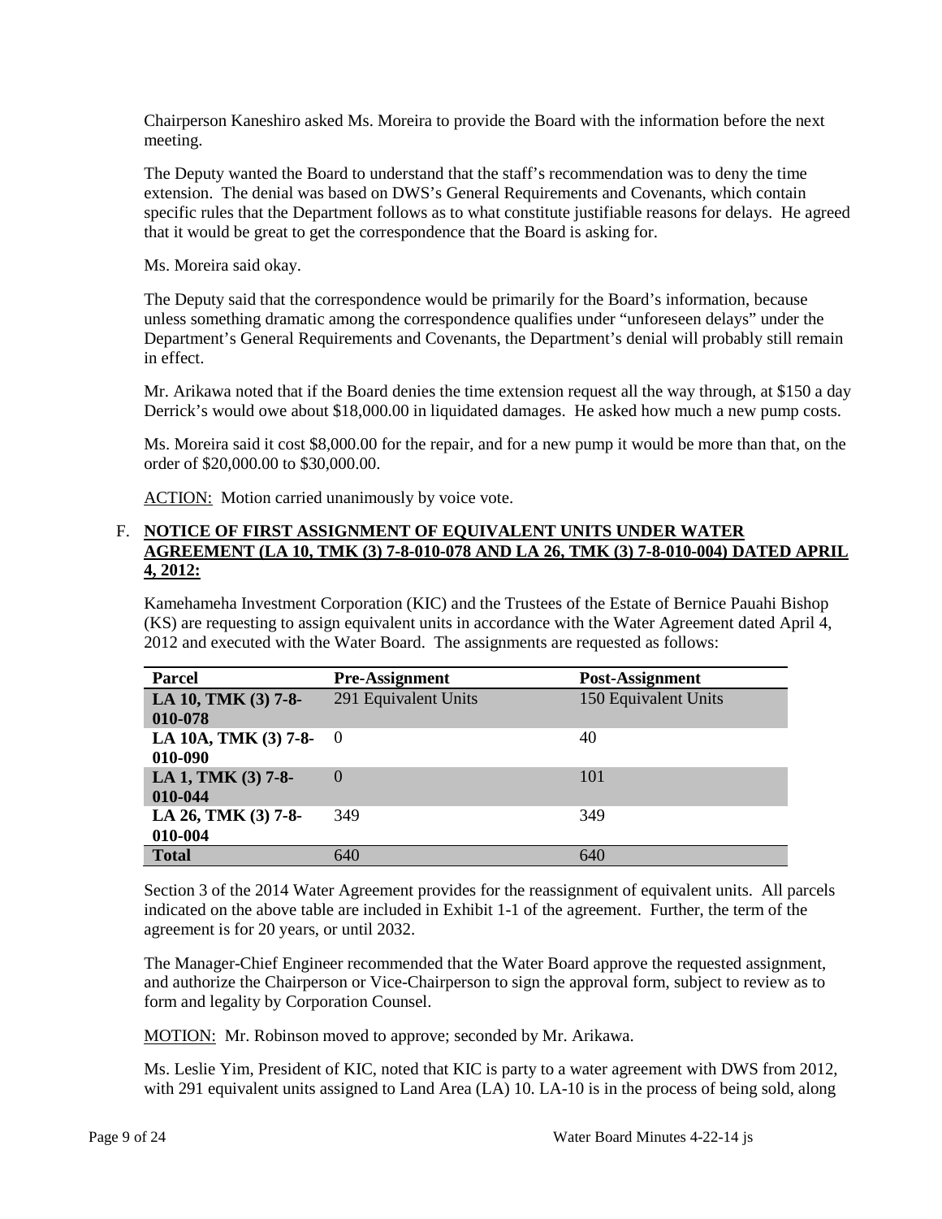Chairperson Kaneshiro asked Ms. Moreira to provide the Board with the information before the next meeting.

The Deputy wanted the Board to understand that the staff's recommendation was to deny the time extension. The denial was based on DWS's General Requirements and Covenants, which contain specific rules that the Department follows as to what constitute justifiable reasons for delays. He agreed that it would be great to get the correspondence that the Board is asking for.

Ms. Moreira said okay.

The Deputy said that the correspondence would be primarily for the Board's information, because unless something dramatic among the correspondence qualifies under "unforeseen delays" under the Department's General Requirements and Covenants, the Department's denial will probably still remain in effect.

Mr. Arikawa noted that if the Board denies the time extension request all the way through, at $150 a day Derrick's would owe about $18,000.00 in liquidated damages. He asked how much a new pump costs.

Ms. Moreira said it cost $8,000.00 for the repair, and for a new pump it would be more than that, on the order of $20,000.00 to $30,000.00.

ACTION: Motion carried unanimously by voice vote.

F. **NOTICE OF FIRST ASSIGNMENT OF EQUIVALENT UNITS UNDER WATER AGREEMENT (LA 10, TMK (3) 7-8-010-078 AND LA 26, TMK (3) 7-8-010-004) DATED APRIL 4, 2012:**

Kamehameha Investment Corporation (KIC) and the Trustees of the Estate of Bernice Pauahi Bishop (KS) are requesting to assign equivalent units in accordance with the Water Agreement dated April 4, 2012 and executed with the Water Board. The assignments are requested as follows:

| Parcel | Pre-Assignment | Post-Assignment |
|---|---|---|
| **LA 10, TMK (3) 7-8-010-078** | 291 Equivalent Units | 150 Equivalent Units |
| **LA 10A, TMK (3) 7-8-010-090** | 0 | 40 |
| **LA 1, TMK (3) 7-8-010-044** | 0 | 101 |
| **LA 26, TMK (3) 7-8-010-004** | 349 | 349 |
| **Total** | 640 | 640 |

Section 3 of the 2014 Water Agreement provides for the reassignment of equivalent units. All parcels indicated on the above table are included in Exhibit 1-1 of the agreement. Further, the term of the agreement is for 20 years, or until 2032.

The Manager-Chief Engineer recommended that the Water Board approve the requested assignment, and authorize the Chairperson or Vice-Chairperson to sign the approval form, subject to review as to form and legality by Corporation Counsel.

MOTION: Mr. Robinson moved to approve; seconded by Mr. Arikawa.

Ms. Leslie Yim, President of KIC, noted that KIC is party to a water agreement with DWS from 2012, with 291 equivalent units assigned to Land Area (LA) 10. LA-10 is in the process of being sold, along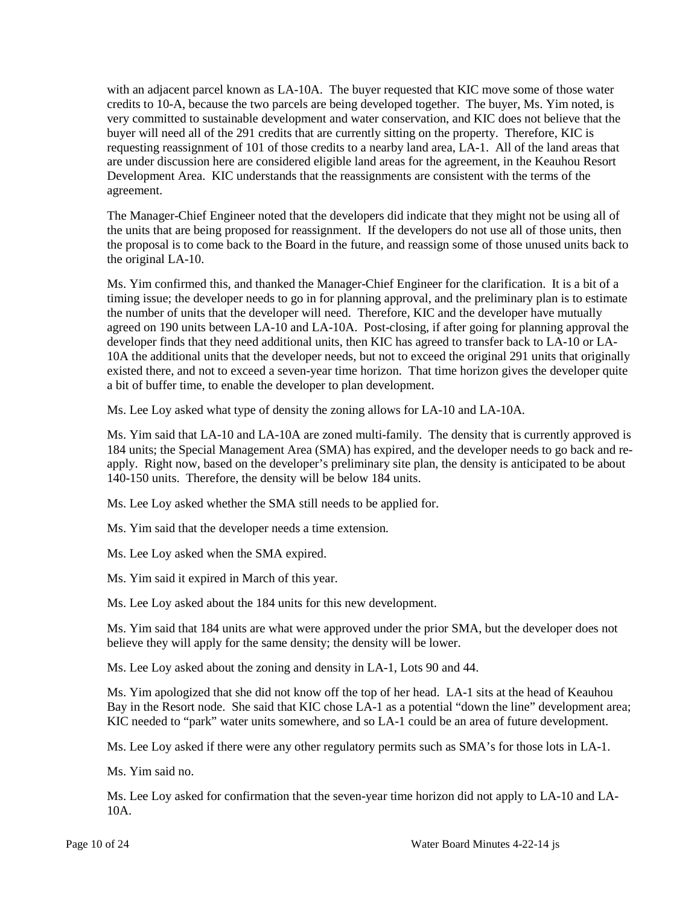with an adjacent parcel known as LA-10A. The buyer requested that KIC move some of those water credits to 10-A, because the two parcels are being developed together. The buyer, Ms. Yim noted, is very committed to sustainable development and water conservation, and KIC does not believe that the buyer will need all of the 291 credits that are currently sitting on the property. Therefore, KIC is requesting reassignment of 101 of those credits to a nearby land area, LA-1. All of the land areas that are under discussion here are considered eligible land areas for the agreement, in the Keauhou Resort Development Area. KIC understands that the reassignments are consistent with the terms of the agreement.

The Manager-Chief Engineer noted that the developers did indicate that they might not be using all of the units that are being proposed for reassignment. If the developers do not use all of those units, then the proposal is to come back to the Board in the future, and reassign some of those unused units back to the original LA-10.

Ms. Yim confirmed this, and thanked the Manager-Chief Engineer for the clarification. It is a bit of a timing issue; the developer needs to go in for planning approval, and the preliminary plan is to estimate the number of units that the developer will need. Therefore, KIC and the developer have mutually agreed on 190 units between LA-10 and LA-10A. Post-closing, if after going for planning approval the developer finds that they need additional units, then KIC has agreed to transfer back to LA-10 or LA-10A the additional units that the developer needs, but not to exceed the original 291 units that originally existed there, and not to exceed a seven-year time horizon. That time horizon gives the developer quite a bit of buffer time, to enable the developer to plan development.

Ms. Lee Loy asked what type of density the zoning allows for LA-10 and LA-10A.

Ms. Yim said that LA-10 and LA-10A are zoned multi-family. The density that is currently approved is 184 units; the Special Management Area (SMA) has expired, and the developer needs to go back and re-apply. Right now, based on the developer's preliminary site plan, the density is anticipated to be about 140-150 units. Therefore, the density will be below 184 units.

Ms. Lee Loy asked whether the SMA still needs to be applied for.

Ms. Yim said that the developer needs a time extension.

Ms. Lee Loy asked when the SMA expired.

Ms. Yim said it expired in March of this year.

Ms. Lee Loy asked about the 184 units for this new development.

Ms. Yim said that 184 units are what were approved under the prior SMA, but the developer does not believe they will apply for the same density; the density will be lower.

Ms. Lee Loy asked about the zoning and density in LA-1, Lots 90 and 44.

Ms. Yim apologized that she did not know off the top of her head. LA-1 sits at the head of Keauhou Bay in the Resort node. She said that KIC chose LA-1 as a potential "down the line" development area; KIC needed to "park" water units somewhere, and so LA-1 could be an area of future development.

Ms. Lee Loy asked if there were any other regulatory permits such as SMA's for those lots in LA-1.

Ms. Yim said no.

Ms. Lee Loy asked for confirmation that the seven-year time horizon did not apply to LA-10 and LA-10A.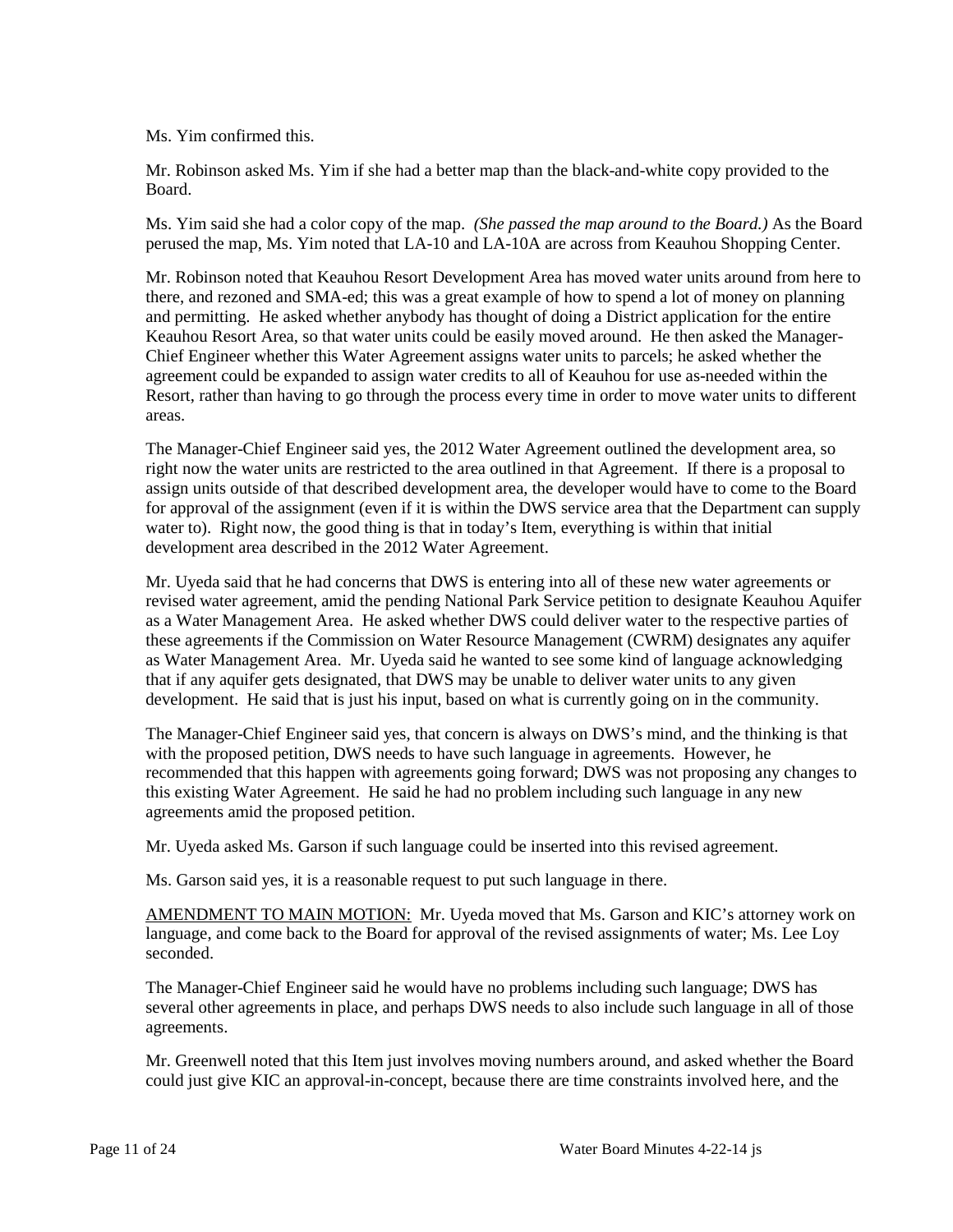Ms. Yim confirmed this.

Mr. Robinson asked Ms. Yim if she had a better map than the black-and-white copy provided to the Board.

Ms. Yim said she had a color copy of the map. *(She passed the map around to the Board.)* As the Board perused the map, Ms. Yim noted that LA-10 and LA-10A are across from Keauhou Shopping Center.

Mr. Robinson noted that Keauhou Resort Development Area has moved water units around from here to there, and rezoned and SMA-ed; this was a great example of how to spend a lot of money on planning and permitting. He asked whether anybody has thought of doing a District application for the entire Keauhou Resort Area, so that water units could be easily moved around. He then asked the Manager-Chief Engineer whether this Water Agreement assigns water units to parcels; he asked whether the agreement could be expanded to assign water credits to all of Keauhou for use as-needed within the Resort, rather than having to go through the process every time in order to move water units to different areas.

The Manager-Chief Engineer said yes, the 2012 Water Agreement outlined the development area, so right now the water units are restricted to the area outlined in that Agreement. If there is a proposal to assign units outside of that described development area, the developer would have to come to the Board for approval of the assignment (even if it is within the DWS service area that the Department can supply water to). Right now, the good thing is that in today's Item, everything is within that initial development area described in the 2012 Water Agreement.

Mr. Uyeda said that he had concerns that DWS is entering into all of these new water agreements or revised water agreement, amid the pending National Park Service petition to designate Keauhou Aquifer as a Water Management Area. He asked whether DWS could deliver water to the respective parties of these agreements if the Commission on Water Resource Management (CWRM) designates any aquifer as Water Management Area. Mr. Uyeda said he wanted to see some kind of language acknowledging that if any aquifer gets designated, that DWS may be unable to deliver water units to any given development. He said that is just his input, based on what is currently going on in the community.

The Manager-Chief Engineer said yes, that concern is always on DWS's mind, and the thinking is that with the proposed petition, DWS needs to have such language in agreements. However, he recommended that this happen with agreements going forward; DWS was not proposing any changes to this existing Water Agreement. He said he had no problem including such language in any new agreements amid the proposed petition.

Mr. Uyeda asked Ms. Garson if such language could be inserted into this revised agreement.

Ms. Garson said yes, it is a reasonable request to put such language in there.

<u>AMENDMENT TO MAIN MOTION:</u> Mr. Uyeda moved that Ms. Garson and KIC's attorney work on language, and come back to the Board for approval of the revised assignments of water; Ms. Lee Loy seconded.

The Manager-Chief Engineer said he would have no problems including such language; DWS has several other agreements in place, and perhaps DWS needs to also include such language in all of those agreements.

Mr. Greenwell noted that this Item just involves moving numbers around, and asked whether the Board could just give KIC an approval-in-concept, because there are time constraints involved here, and the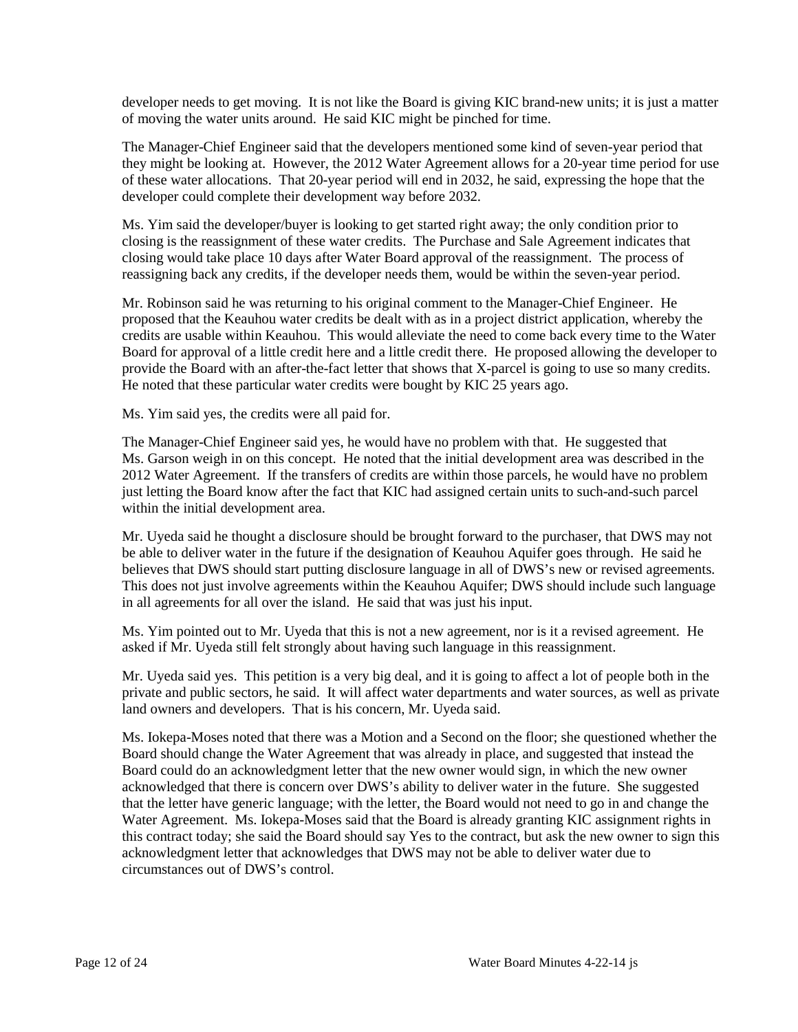developer needs to get moving. It is not like the Board is giving KIC brand-new units; it is just a matter of moving the water units around. He said KIC might be pinched for time.

The Manager-Chief Engineer said that the developers mentioned some kind of seven-year period that they might be looking at. However, the 2012 Water Agreement allows for a 20-year time period for use of these water allocations. That 20-year period will end in 2032, he said, expressing the hope that the developer could complete their development way before 2032.

Ms. Yim said the developer/buyer is looking to get started right away; the only condition prior to closing is the reassignment of these water credits. The Purchase and Sale Agreement indicates that closing would take place 10 days after Water Board approval of the reassignment. The process of reassigning back any credits, if the developer needs them, would be within the seven-year period.

Mr. Robinson said he was returning to his original comment to the Manager-Chief Engineer. He proposed that the Keauhou water credits be dealt with as in a project district application, whereby the credits are usable within Keauhou. This would alleviate the need to come back every time to the Water Board for approval of a little credit here and a little credit there. He proposed allowing the developer to provide the Board with an after-the-fact letter that shows that X-parcel is going to use so many credits. He noted that these particular water credits were bought by KIC 25 years ago.

Ms. Yim said yes, the credits were all paid for.

The Manager-Chief Engineer said yes, he would have no problem with that. He suggested that Ms. Garson weigh in on this concept. He noted that the initial development area was described in the 2012 Water Agreement. If the transfers of credits are within those parcels, he would have no problem just letting the Board know after the fact that KIC had assigned certain units to such-and-such parcel within the initial development area.

Mr. Uyeda said he thought a disclosure should be brought forward to the purchaser, that DWS may not be able to deliver water in the future if the designation of Keauhou Aquifer goes through. He said he believes that DWS should start putting disclosure language in all of DWS's new or revised agreements. This does not just involve agreements within the Keauhou Aquifer; DWS should include such language in all agreements for all over the island. He said that was just his input.

Ms. Yim pointed out to Mr. Uyeda that this is not a new agreement, nor is it a revised agreement. He asked if Mr. Uyeda still felt strongly about having such language in this reassignment.

Mr. Uyeda said yes. This petition is a very big deal, and it is going to affect a lot of people both in the private and public sectors, he said. It will affect water departments and water sources, as well as private land owners and developers. That is his concern, Mr. Uyeda said.

Ms. Iokepa-Moses noted that there was a Motion and a Second on the floor; she questioned whether the Board should change the Water Agreement that was already in place, and suggested that instead the Board could do an acknowledgment letter that the new owner would sign, in which the new owner acknowledged that there is concern over DWS's ability to deliver water in the future. She suggested that the letter have generic language; with the letter, the Board would not need to go in and change the Water Agreement. Ms. Iokepa-Moses said that the Board is already granting KIC assignment rights in this contract today; she said the Board should say Yes to the contract, but ask the new owner to sign this acknowledgment letter that acknowledges that DWS may not be able to deliver water due to circumstances out of DWS's control.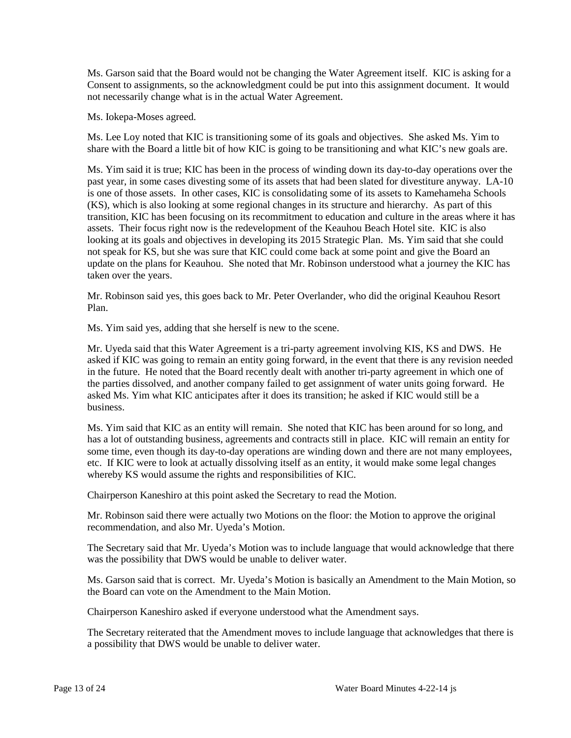Ms. Garson said that the Board would not be changing the Water Agreement itself. KIC is asking for a Consent to assignments, so the acknowledgment could be put into this assignment document. It would not necessarily change what is in the actual Water Agreement.

Ms. Iokepa-Moses agreed.

Ms. Lee Loy noted that KIC is transitioning some of its goals and objectives. She asked Ms. Yim to share with the Board a little bit of how KIC is going to be transitioning and what KIC's new goals are.

Ms. Yim said it is true; KIC has been in the process of winding down its day-to-day operations over the past year, in some cases divesting some of its assets that had been slated for divestiture anyway. LA-10 is one of those assets. In other cases, KIC is consolidating some of its assets to Kamehameha Schools (KS), which is also looking at some regional changes in its structure and hierarchy. As part of this transition, KIC has been focusing on its recommitment to education and culture in the areas where it has assets. Their focus right now is the redevelopment of the Keauhou Beach Hotel site. KIC is also looking at its goals and objectives in developing its 2015 Strategic Plan. Ms. Yim said that she could not speak for KS, but she was sure that KIC could come back at some point and give the Board an update on the plans for Keauhou. She noted that Mr. Robinson understood what a journey the KIC has taken over the years.

Mr. Robinson said yes, this goes back to Mr. Peter Overlander, who did the original Keauhou Resort Plan.

Ms. Yim said yes, adding that she herself is new to the scene.

Mr. Uyeda said that this Water Agreement is a tri-party agreement involving KIS, KS and DWS. He asked if KIC was going to remain an entity going forward, in the event that there is any revision needed in the future. He noted that the Board recently dealt with another tri-party agreement in which one of the parties dissolved, and another company failed to get assignment of water units going forward. He asked Ms. Yim what KIC anticipates after it does its transition; he asked if KIC would still be a business.

Ms. Yim said that KIC as an entity will remain. She noted that KIC has been around for so long, and has a lot of outstanding business, agreements and contracts still in place. KIC will remain an entity for some time, even though its day-to-day operations are winding down and there are not many employees, etc. If KIC were to look at actually dissolving itself as an entity, it would make some legal changes whereby KS would assume the rights and responsibilities of KIC.

Chairperson Kaneshiro at this point asked the Secretary to read the Motion.

Mr. Robinson said there were actually two Motions on the floor: the Motion to approve the original recommendation, and also Mr. Uyeda's Motion.

The Secretary said that Mr. Uyeda's Motion was to include language that would acknowledge that there was the possibility that DWS would be unable to deliver water.

Ms. Garson said that is correct. Mr. Uyeda's Motion is basically an Amendment to the Main Motion, so the Board can vote on the Amendment to the Main Motion.

Chairperson Kaneshiro asked if everyone understood what the Amendment says.

The Secretary reiterated that the Amendment moves to include language that acknowledges that there is a possibility that DWS would be unable to deliver water.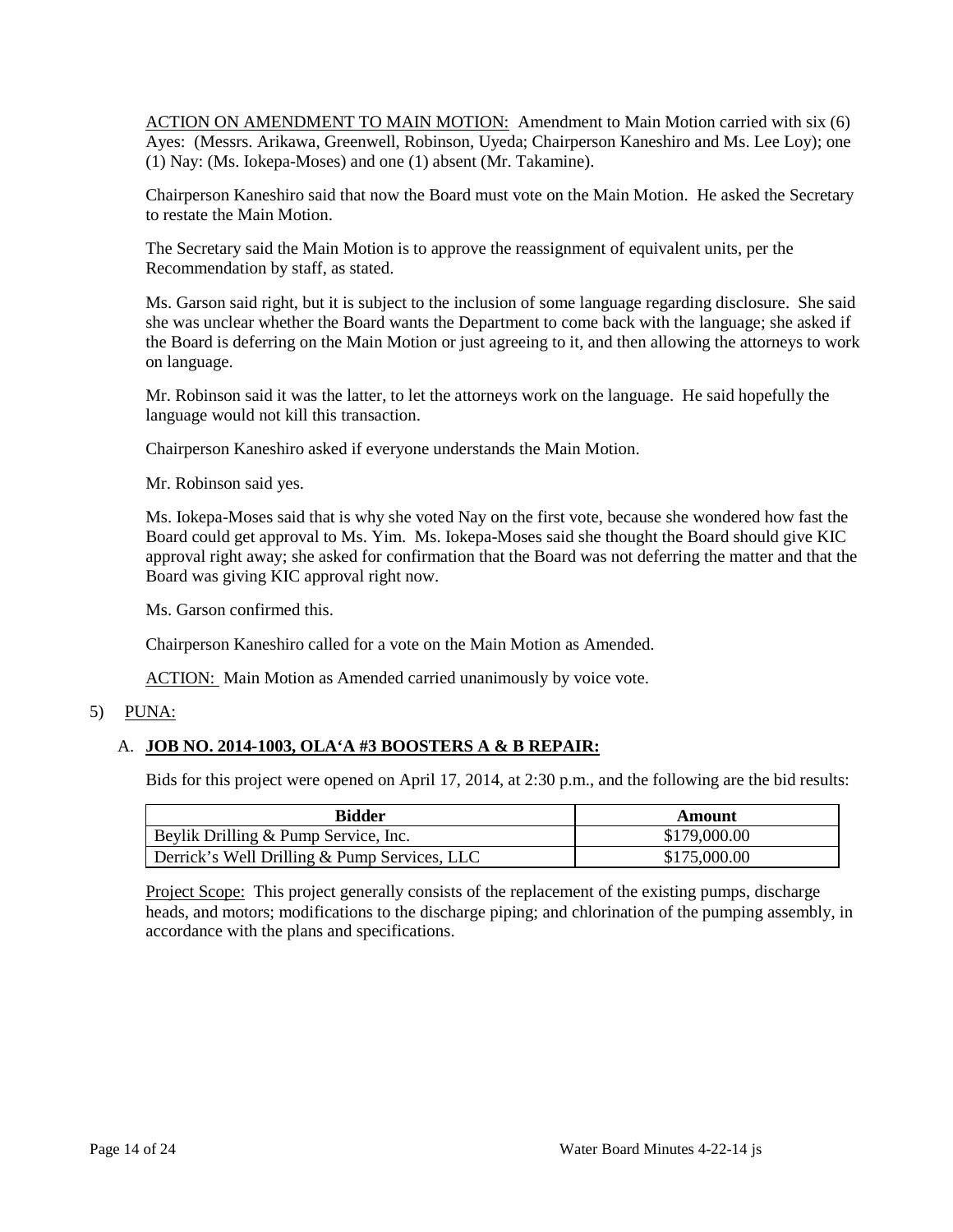ACTION ON AMENDMENT TO MAIN MOTION: Amendment to Main Motion carried with six (6) Ayes: (Messrs. Arikawa, Greenwell, Robinson, Uyeda; Chairperson Kaneshiro and Ms. Lee Loy); one (1) Nay: (Ms. Iokepa-Moses) and one (1) absent (Mr. Takamine).

Chairperson Kaneshiro said that now the Board must vote on the Main Motion. He asked the Secretary to restate the Main Motion.

The Secretary said the Main Motion is to approve the reassignment of equivalent units, per the Recommendation by staff, as stated.

Ms. Garson said right, but it is subject to the inclusion of some language regarding disclosure. She said she was unclear whether the Board wants the Department to come back with the language; she asked if the Board is deferring on the Main Motion or just agreeing to it, and then allowing the attorneys to work on language.

Mr. Robinson said it was the latter, to let the attorneys work on the language. He said hopefully the language would not kill this transaction.

Chairperson Kaneshiro asked if everyone understands the Main Motion.

Mr. Robinson said yes.

Ms. Iokepa-Moses said that is why she voted Nay on the first vote, because she wondered how fast the Board could get approval to Ms. Yim. Ms. Iokepa-Moses said she thought the Board should give KIC approval right away; she asked for confirmation that the Board was not deferring the matter and that the Board was giving KIC approval right now.

Ms. Garson confirmed this.

Chairperson Kaneshiro called for a vote on the Main Motion as Amended.

ACTION: Main Motion as Amended carried unanimously by voice vote.

5) PUNA:

A. **JOB NO. 2014-1003, OLA'A #3 BOOSTERS A & B REPAIR:**

Bids for this project were opened on April 17, 2014, at 2:30 p.m., and the following are the bid results:

| Bidder | Amount |
|---|---|
| Beylik Drilling & Pump Service, Inc. | $179,000.00 |
| Derrick's Well Drilling & Pump Services, LLC | $175,000.00 |

Project Scope: This project generally consists of the replacement of the existing pumps, discharge heads, and motors; modifications to the discharge piping; and chlorination of the pumping assembly, in accordance with the plans and specifications.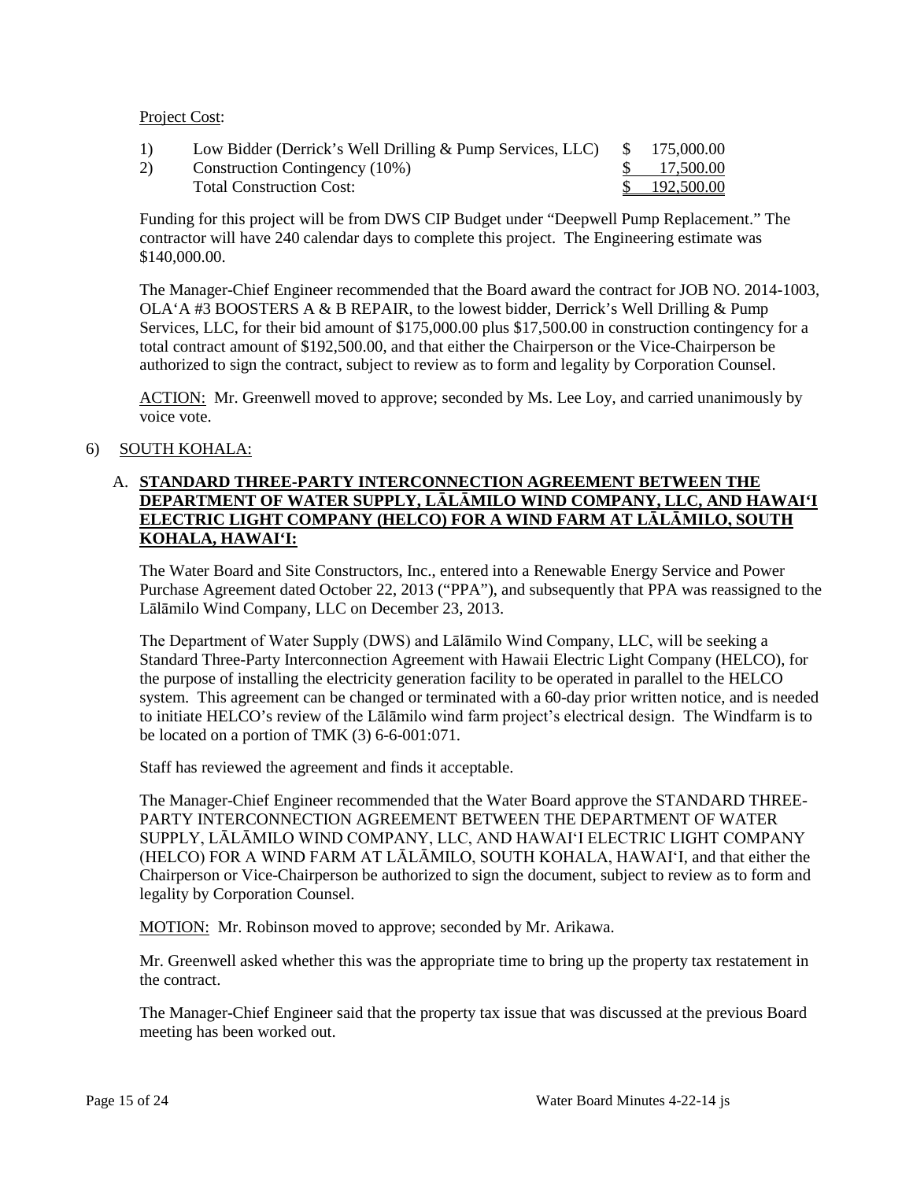Project Cost:

| | | |
|---|---|---|
| 1) | Low Bidder (Derrick's Well Drilling & Pump Services, LLC) | \$ 175,000.00 |
| 2) | Construction Contingency (10%) | \$ 17,500.00 |
| | Total Construction Cost: | \$ 192,500.00 |

Funding for this project will be from DWS CIP Budget under "Deepwell Pump Replacement." The contractor will have 240 calendar days to complete this project. The Engineering estimate was \$140,000.00.

The Manager-Chief Engineer recommended that the Board award the contract for JOB NO. 2014-1003, OLA'A #3 BOOSTERS A & B REPAIR, to the lowest bidder, Derrick's Well Drilling & Pump Services, LLC, for their bid amount of \$175,000.00 plus \$17,500.00 in construction contingency for a total contract amount of \$192,500.00, and that either the Chairperson or the Vice-Chairperson be authorized to sign the contract, subject to review as to form and legality by Corporation Counsel.

ACTION: Mr. Greenwell moved to approve; seconded by Ms. Lee Loy, and carried unanimously by voice vote.

6) SOUTH KOHALA:

A. **STANDARD THREE-PARTY INTERCONNECTION AGREEMENT BETWEEN THE DEPARTMENT OF WATER SUPPLY, LĀLĀMILO WIND COMPANY, LLC, AND HAWAI'I ELECTRIC LIGHT COMPANY (HELCO) FOR A WIND FARM AT LĀLĀMILO, SOUTH KOHALA, HAWAI'I:**

The Water Board and Site Constructors, Inc., entered into a Renewable Energy Service and Power Purchase Agreement dated October 22, 2013 ("PPA"), and subsequently that PPA was reassigned to the Lālāmilo Wind Company, LLC on December 23, 2013.

The Department of Water Supply (DWS) and Lālāmilo Wind Company, LLC, will be seeking a Standard Three-Party Interconnection Agreement with Hawaii Electric Light Company (HELCO), for the purpose of installing the electricity generation facility to be operated in parallel to the HELCO system. This agreement can be changed or terminated with a 60-day prior written notice, and is needed to initiate HELCO's review of the Lālāmilo wind farm project's electrical design. The Windfarm is to be located on a portion of TMK (3) 6-6-001:071.

Staff has reviewed the agreement and finds it acceptable.

The Manager-Chief Engineer recommended that the Water Board approve the STANDARD THREE-PARTY INTERCONNECTION AGREEMENT BETWEEN THE DEPARTMENT OF WATER SUPPLY, LĀLĀMILO WIND COMPANY, LLC, AND HAWAI'I ELECTRIC LIGHT COMPANY (HELCO) FOR A WIND FARM AT LĀLĀMILO, SOUTH KOHALA, HAWAI'I, and that either the Chairperson or Vice-Chairperson be authorized to sign the document, subject to review as to form and legality by Corporation Counsel.

MOTION: Mr. Robinson moved to approve; seconded by Mr. Arikawa.

Mr. Greenwell asked whether this was the appropriate time to bring up the property tax restatement in the contract.

The Manager-Chief Engineer said that the property tax issue that was discussed at the previous Board meeting has been worked out.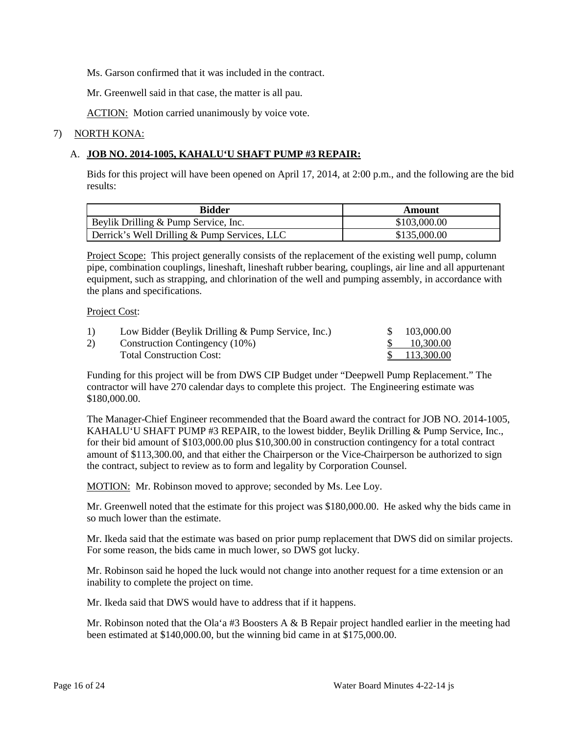Ms. Garson confirmed that it was included in the contract.

Mr. Greenwell said in that case, the matter is all pau.

ACTION: Motion carried unanimously by voice vote.

7) NORTH KONA:

A. **JOB NO. 2014-1005, KAHALU'U SHAFT PUMP #3 REPAIR:**

Bids for this project will have been opened on April 17, 2014, at 2:00 p.m., and the following are the bid results:

| Bidder | Amount |
|---|---|
| Beylik Drilling & Pump Service, Inc. | $103,000.00 |
| Derrick's Well Drilling & Pump Services, LLC | $135,000.00 |

Project Scope: This project generally consists of the replacement of the existing well pump, column pipe, combination couplings, lineshaft, lineshaft rubber bearing, couplings, air line and all appurtenant equipment, such as strapping, and chlorination of the well and pumping assembly, in accordance with the plans and specifications.

Project Cost:

| | | |
|---|---|---|
| 1) | Low Bidder (Beylik Drilling & Pump Service, Inc.) | $ 103,000.00 |
| 2) | Construction Contingency (10%) | $ 10,300.00 |
| | Total Construction Cost: | $ 113,300.00 |

Funding for this project will be from DWS CIP Budget under "Deepwell Pump Replacement." The contractor will have 270 calendar days to complete this project. The Engineering estimate was $180,000.00.

The Manager-Chief Engineer recommended that the Board award the contract for JOB NO. 2014-1005, KAHALU'U SHAFT PUMP #3 REPAIR, to the lowest bidder, Beylik Drilling & Pump Service, Inc., for their bid amount of $103,000.00 plus $10,300.00 in construction contingency for a total contract amount of $113,300.00, and that either the Chairperson or the Vice-Chairperson be authorized to sign the contract, subject to review as to form and legality by Corporation Counsel.

MOTION: Mr. Robinson moved to approve; seconded by Ms. Lee Loy.

Mr. Greenwell noted that the estimate for this project was $180,000.00. He asked why the bids came in so much lower than the estimate.

Mr. Ikeda said that the estimate was based on prior pump replacement that DWS did on similar projects. For some reason, the bids came in much lower, so DWS got lucky.

Mr. Robinson said he hoped the luck would not change into another request for a time extension or an inability to complete the project on time.

Mr. Ikeda said that DWS would have to address that if it happens.

Mr. Robinson noted that the Ola'a #3 Boosters A & B Repair project handled earlier in the meeting had been estimated at $140,000.00, but the winning bid came in at $175,000.00.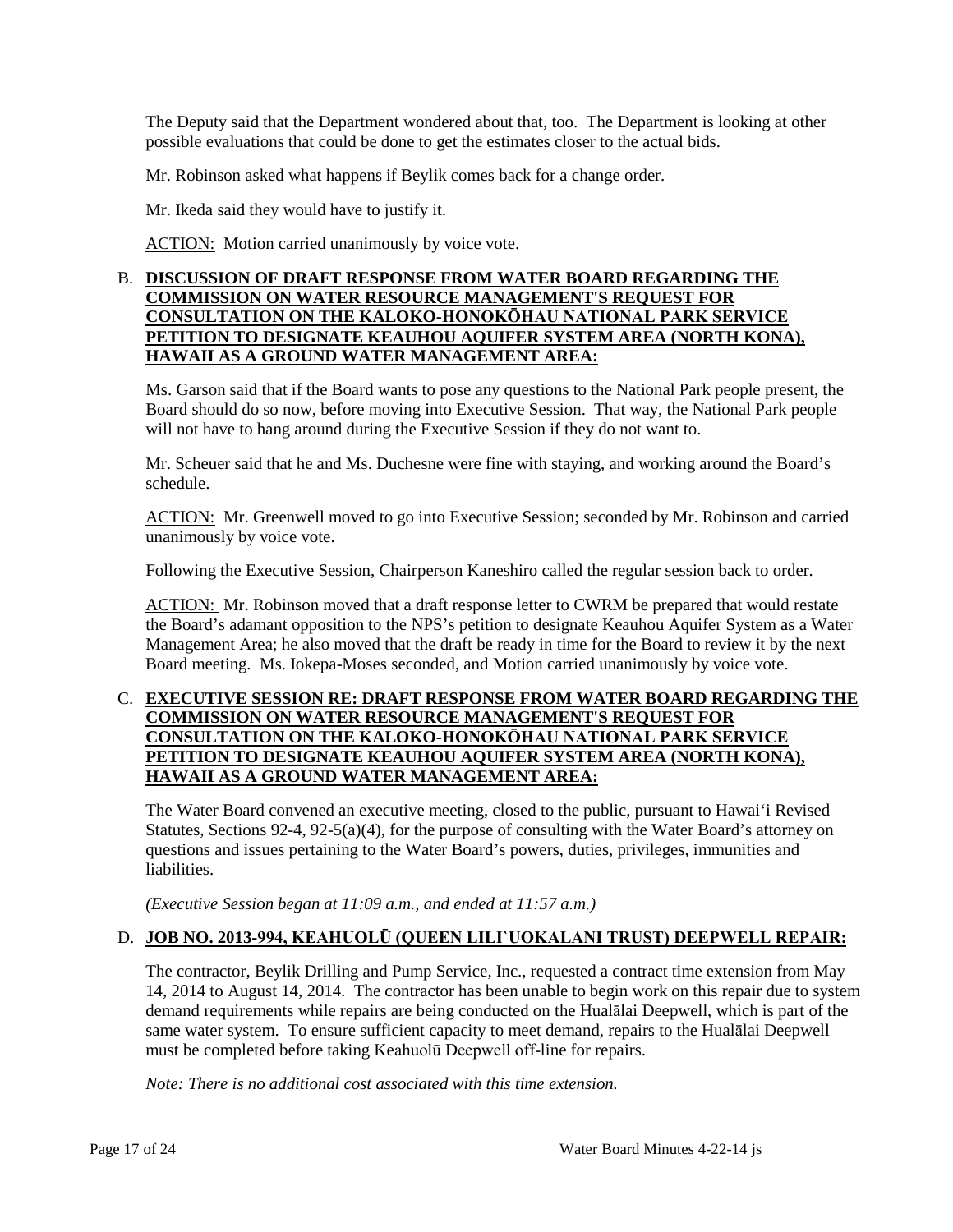The Deputy said that the Department wondered about that, too. The Department is looking at other possible evaluations that could be done to get the estimates closer to the actual bids.

Mr. Robinson asked what happens if Beylik comes back for a change order.

Mr. Ikeda said they would have to justify it.

ACTION: Motion carried unanimously by voice vote.

B. **DISCUSSION OF DRAFT RESPONSE FROM WATER BOARD REGARDING THE COMMISSION ON WATER RESOURCE MANAGEMENT'S REQUEST FOR CONSULTATION ON THE KALOKO-HONOKŌHAU NATIONAL PARK SERVICE PETITION TO DESIGNATE KEAUHOU AQUIFER SYSTEM AREA (NORTH KONA), HAWAII AS A GROUND WATER MANAGEMENT AREA:**

Ms. Garson said that if the Board wants to pose any questions to the National Park people present, the Board should do so now, before moving into Executive Session. That way, the National Park people will not have to hang around during the Executive Session if they do not want to.

Mr. Scheuer said that he and Ms. Duchesne were fine with staying, and working around the Board's schedule.

ACTION: Mr. Greenwell moved to go into Executive Session; seconded by Mr. Robinson and carried unanimously by voice vote.

Following the Executive Session, Chairperson Kaneshiro called the regular session back to order.

ACTION: Mr. Robinson moved that a draft response letter to CWRM be prepared that would restate the Board's adamant opposition to the NPS's petition to designate Keauhou Aquifer System as a Water Management Area; he also moved that the draft be ready in time for the Board to review it by the next Board meeting. Ms. Iokepa-Moses seconded, and Motion carried unanimously by voice vote.

C. **EXECUTIVE SESSION RE: DRAFT RESPONSE FROM WATER BOARD REGARDING THE COMMISSION ON WATER RESOURCE MANAGEMENT'S REQUEST FOR CONSULTATION ON THE KALOKO-HONOKŌHAU NATIONAL PARK SERVICE PETITION TO DESIGNATE KEAUHOU AQUIFER SYSTEM AREA (NORTH KONA), HAWAII AS A GROUND WATER MANAGEMENT AREA:**

The Water Board convened an executive meeting, closed to the public, pursuant to Hawai'i Revised Statutes, Sections 92-4, 92-5(a)(4), for the purpose of consulting with the Water Board's attorney on questions and issues pertaining to the Water Board's powers, duties, privileges, immunities and liabilities.

*(Executive Session began at 11:09 a.m., and ended at 11:57 a.m.)*

D. **JOB NO. 2013-994, KEAHUOLŪ (QUEEN LILI`UOKALANI TRUST) DEEPWELL REPAIR:**

The contractor, Beylik Drilling and Pump Service, Inc., requested a contract time extension from May 14, 2014 to August 14, 2014. The contractor has been unable to begin work on this repair due to system demand requirements while repairs are being conducted on the Hualālai Deepwell, which is part of the same water system. To ensure sufficient capacity to meet demand, repairs to the Hualālai Deepwell must be completed before taking Keahuolū Deepwell off-line for repairs.

*Note: There is no additional cost associated with this time extension.*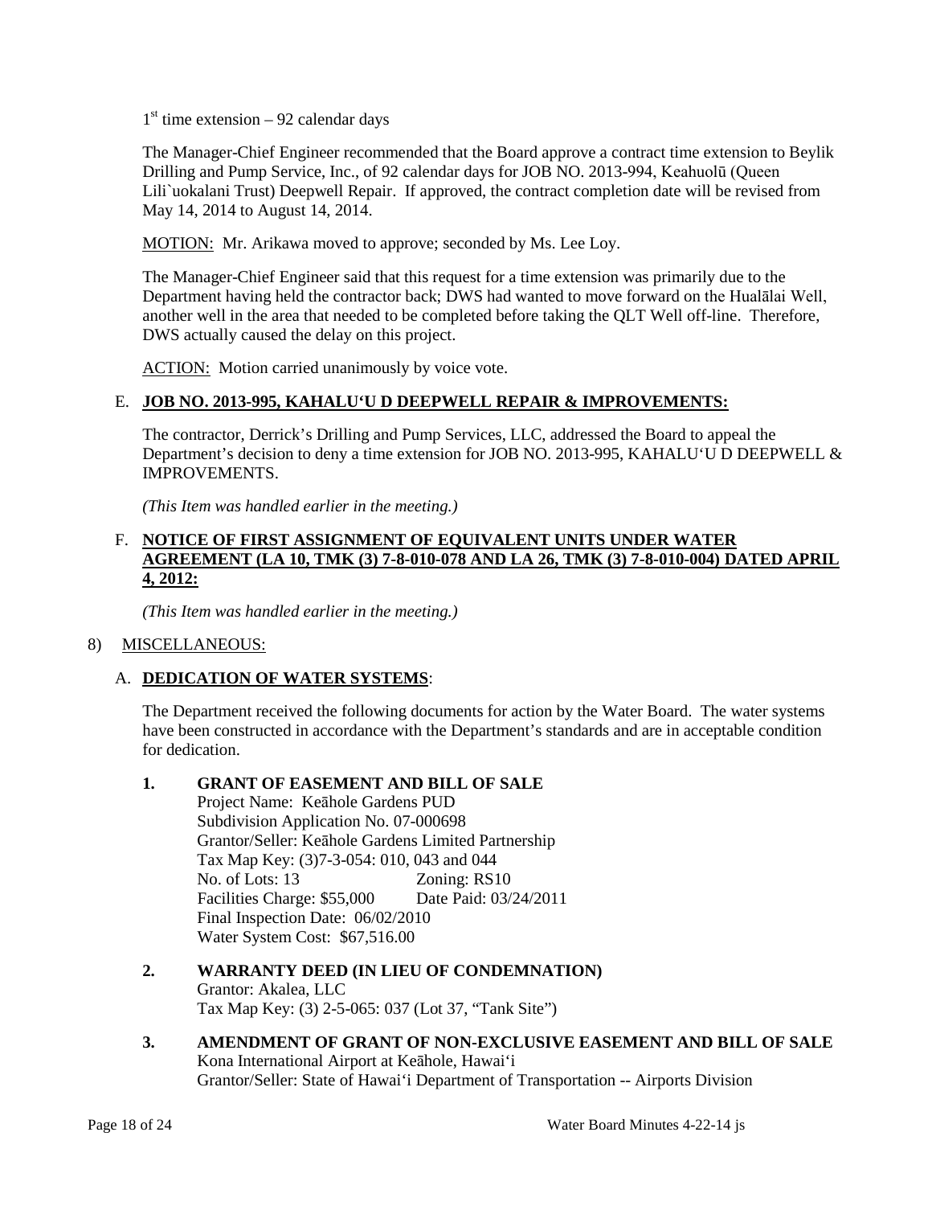1st time extension – 92 calendar days

The Manager-Chief Engineer recommended that the Board approve a contract time extension to Beylik Drilling and Pump Service, Inc., of 92 calendar days for JOB NO. 2013-994, Keahuolū (Queen Lili`uokalani Trust) Deepwell Repair. If approved, the contract completion date will be revised from May 14, 2014 to August 14, 2014.

MOTION: Mr. Arikawa moved to approve; seconded by Ms. Lee Loy.

The Manager-Chief Engineer said that this request for a time extension was primarily due to the Department having held the contractor back; DWS had wanted to move forward on the Hualālai Well, another well in the area that needed to be completed before taking the QLT Well off-line. Therefore, DWS actually caused the delay on this project.

ACTION: Motion carried unanimously by voice vote.

E. **JOB NO. 2013-995, KAHALU‘U D DEEPWELL REPAIR & IMPROVEMENTS:**

The contractor, Derrick's Drilling and Pump Services, LLC, addressed the Board to appeal the Department's decision to deny a time extension for JOB NO. 2013-995, KAHALU‘U D DEEPWELL & IMPROVEMENTS.

*(This Item was handled earlier in the meeting.)*

F. **NOTICE OF FIRST ASSIGNMENT OF EQUIVALENT UNITS UNDER WATER AGREEMENT (LA 10, TMK (3) 7-8-010-078 AND LA 26, TMK (3) 7-8-010-004) DATED APRIL 4, 2012:**

*(This Item was handled earlier in the meeting.)*

8) MISCELLANEOUS:

A. **DEDICATION OF WATER SYSTEMS**:

The Department received the following documents for action by the Water Board. The water systems have been constructed in accordance with the Department's standards and are in acceptable condition for dedication.

1. **GRANT OF EASEMENT AND BILL OF SALE**
   Project Name: Keāhole Gardens PUD
   Subdivision Application No. 07-000698
   Grantor/Seller: Keāhole Gardens Limited Partnership
   Tax Map Key: (3)7-3-054: 010, 043 and 044
   No. of Lots: 13 Zoning: RS10
   Facilities Charge: $55,000 Date Paid: 03/24/2011
   Final Inspection Date: 06/02/2010
   Water System Cost: $67,516.00

2. **WARRANTY DEED (IN LIEU OF CONDEMNATION)**
   Grantor: Akalea, LLC
   Tax Map Key: (3) 2-5-065: 037 (Lot 37, "Tank Site")

3. **AMENDMENT OF GRANT OF NON-EXCLUSIVE EASEMENT AND BILL OF SALE**
   Kona International Airport at Keāhole, Hawai‘i
   Grantor/Seller: State of Hawai‘i Department of Transportation -- Airports Division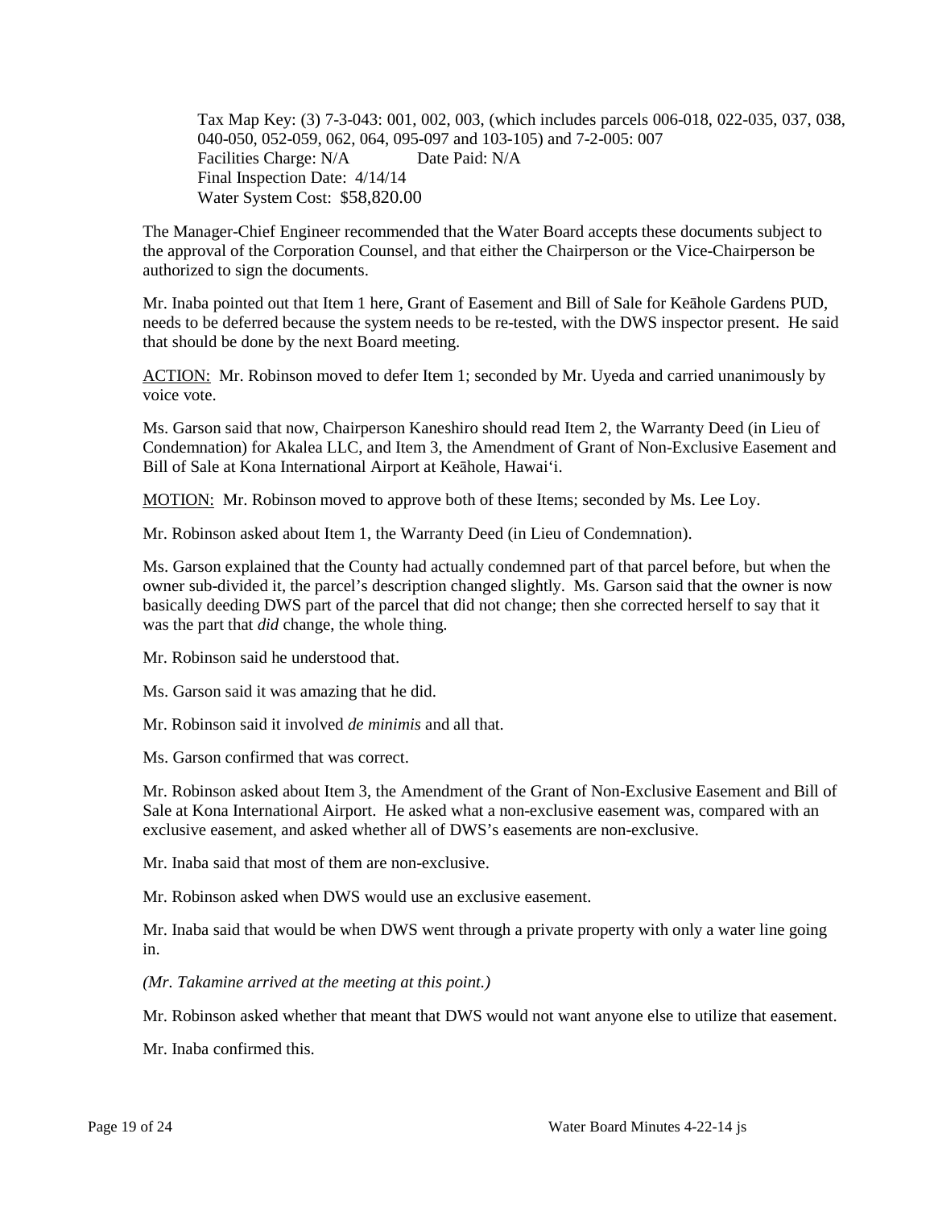Tax Map Key: (3) 7-3-043: 001, 002, 003, (which includes parcels 006-018, 022-035, 037, 038, 040-050, 052-059, 062, 064, 095-097 and 103-105) and 7-2-005: 007  
Facilities Charge: N/A Date Paid: N/A  
Final Inspection Date: 4/14/14  
Water System Cost: $58,820.00

The Manager-Chief Engineer recommended that the Water Board accepts these documents subject to the approval of the Corporation Counsel, and that either the Chairperson or the Vice-Chairperson be authorized to sign the documents.

Mr. Inaba pointed out that Item 1 here, Grant of Easement and Bill of Sale for Keāhole Gardens PUD, needs to be deferred because the system needs to be re-tested, with the DWS inspector present. He said that should be done by the next Board meeting.

ACTION: Mr. Robinson moved to defer Item 1; seconded by Mr. Uyeda and carried unanimously by voice vote.

Ms. Garson said that now, Chairperson Kaneshiro should read Item 2, the Warranty Deed (in Lieu of Condemnation) for Akalea LLC, and Item 3, the Amendment of Grant of Non-Exclusive Easement and Bill of Sale at Kona International Airport at Keāhole, Hawai'i.

MOTION: Mr. Robinson moved to approve both of these Items; seconded by Ms. Lee Loy.

Mr. Robinson asked about Item 1, the Warranty Deed (in Lieu of Condemnation).

Ms. Garson explained that the County had actually condemned part of that parcel before, but when the owner sub-divided it, the parcel's description changed slightly. Ms. Garson said that the owner is now basically deeding DWS part of the parcel that did not change; then she corrected herself to say that it was the part that *did* change, the whole thing.

Mr. Robinson said he understood that.

Ms. Garson said it was amazing that he did.

Mr. Robinson said it involved *de minimis* and all that.

Ms. Garson confirmed that was correct.

Mr. Robinson asked about Item 3, the Amendment of the Grant of Non-Exclusive Easement and Bill of Sale at Kona International Airport. He asked what a non-exclusive easement was, compared with an exclusive easement, and asked whether all of DWS's easements are non-exclusive.

Mr. Inaba said that most of them are non-exclusive.

Mr. Robinson asked when DWS would use an exclusive easement.

Mr. Inaba said that would be when DWS went through a private property with only a water line going in.

*(Mr. Takamine arrived at the meeting at this point.)*

Mr. Robinson asked whether that meant that DWS would not want anyone else to utilize that easement.

Mr. Inaba confirmed this.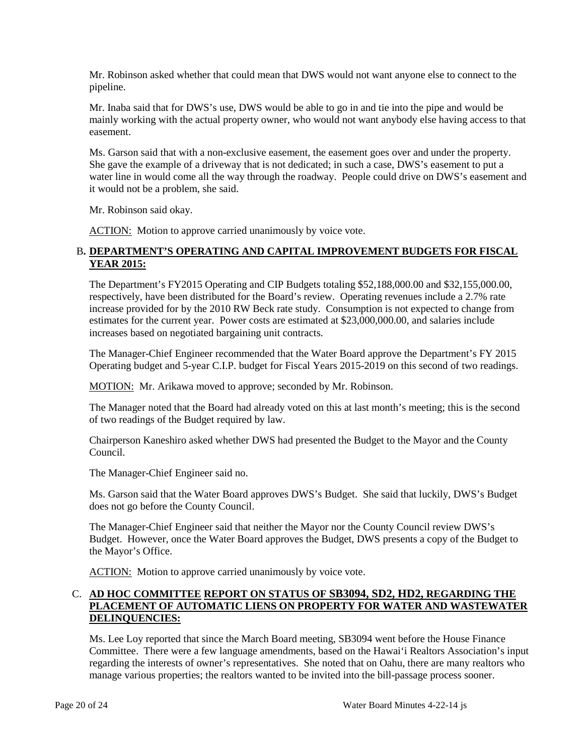Mr. Robinson asked whether that could mean that DWS would not want anyone else to connect to the pipeline.

Mr. Inaba said that for DWS's use, DWS would be able to go in and tie into the pipe and would be mainly working with the actual property owner, who would not want anybody else having access to that easement.

Ms. Garson said that with a non-exclusive easement, the easement goes over and under the property. She gave the example of a driveway that is not dedicated; in such a case, DWS's easement to put a water line in would come all the way through the roadway. People could drive on DWS's easement and it would not be a problem, she said.

Mr. Robinson said okay.

<u>ACTION:</u> Motion to approve carried unanimously by voice vote.

## B. <u>DEPARTMENT'S OPERATING AND CAPITAL IMPROVEMENT BUDGETS FOR FISCAL YEAR 2015:</u>

The Department's FY2015 Operating and CIP Budgets totaling $52,188,000.00 and $32,155,000.00, respectively, have been distributed for the Board's review. Operating revenues include a 2.7% rate increase provided for by the 2010 RW Beck rate study. Consumption is not expected to change from estimates for the current year. Power costs are estimated at $23,000,000.00, and salaries include increases based on negotiated bargaining unit contracts.

The Manager-Chief Engineer recommended that the Water Board approve the Department's FY 2015 Operating budget and 5-year C.I.P. budget for Fiscal Years 2015-2019 on this second of two readings.

<u>MOTION:</u> Mr. Arikawa moved to approve; seconded by Mr. Robinson.

The Manager noted that the Board had already voted on this at last month's meeting; this is the second of two readings of the Budget required by law.

Chairperson Kaneshiro asked whether DWS had presented the Budget to the Mayor and the County Council.

The Manager-Chief Engineer said no.

Ms. Garson said that the Water Board approves DWS's Budget. She said that luckily, DWS's Budget does not go before the County Council.

The Manager-Chief Engineer said that neither the Mayor nor the County Council review DWS's Budget. However, once the Water Board approves the Budget, DWS presents a copy of the Budget to the Mayor's Office.

<u>ACTION:</u> Motion to approve carried unanimously by voice vote.

## C. <u>AD HOC COMMITTEE REPORT ON STATUS OF SB3094, SD2, HD2, REGARDING THE PLACEMENT OF AUTOMATIC LIENS ON PROPERTY FOR WATER AND WASTEWATER DELINQUENCIES:</u>

Ms. Lee Loy reported that since the March Board meeting, SB3094 went before the House Finance Committee. There were a few language amendments, based on the Hawai'i Realtors Association's input regarding the interests of owner's representatives. She noted that on Oahu, there are many realtors who manage various properties; the realtors wanted to be invited into the bill-passage process sooner.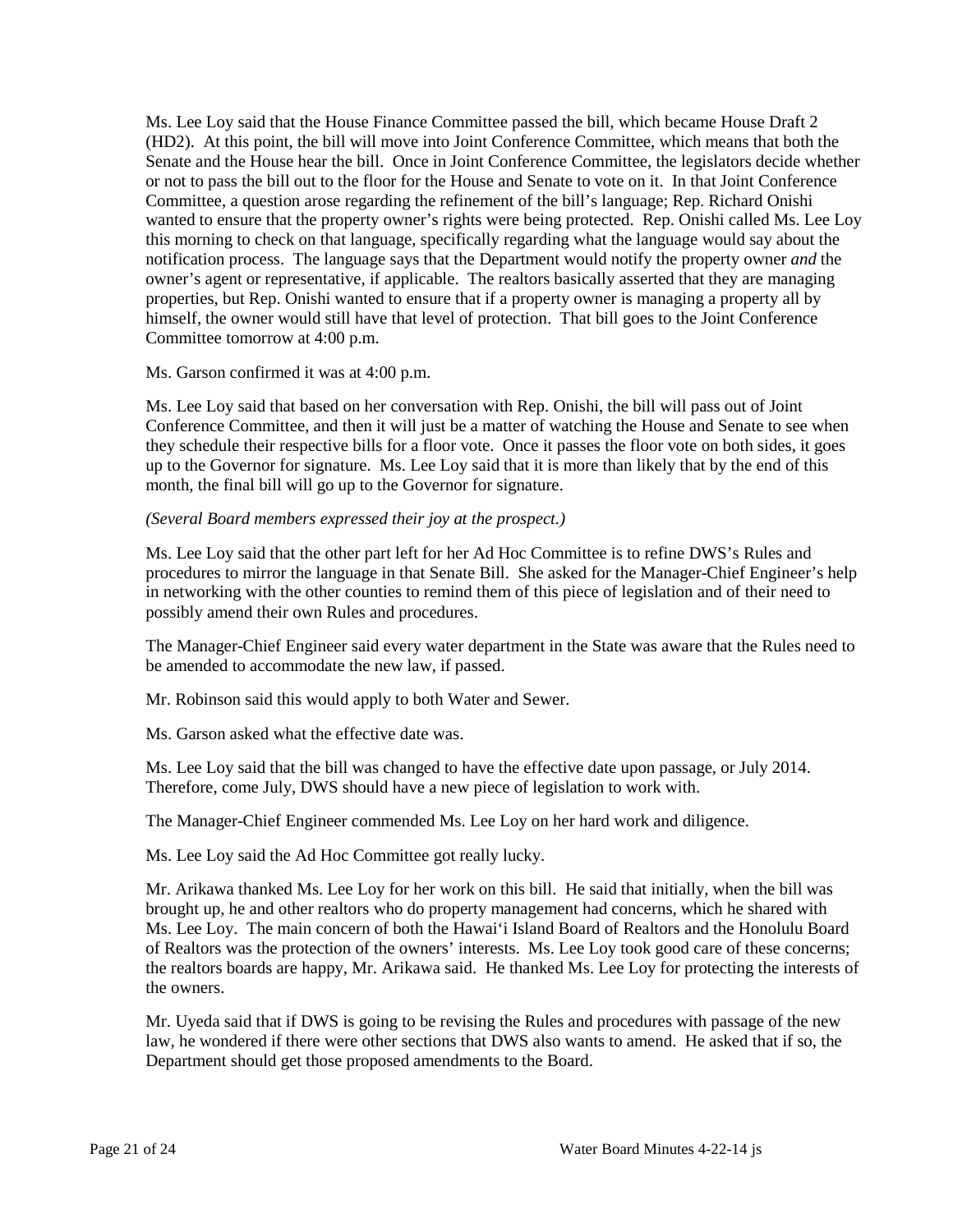Ms. Lee Loy said that the House Finance Committee passed the bill, which became House Draft 2 (HD2). At this point, the bill will move into Joint Conference Committee, which means that both the Senate and the House hear the bill. Once in Joint Conference Committee, the legislators decide whether or not to pass the bill out to the floor for the House and Senate to vote on it. In that Joint Conference Committee, a question arose regarding the refinement of the bill's language; Rep. Richard Onishi wanted to ensure that the property owner's rights were being protected. Rep. Onishi called Ms. Lee Loy this morning to check on that language, specifically regarding what the language would say about the notification process. The language says that the Department would notify the property owner *and* the owner's agent or representative, if applicable. The realtors basically asserted that they are managing properties, but Rep. Onishi wanted to ensure that if a property owner is managing a property all by himself, the owner would still have that level of protection. That bill goes to the Joint Conference Committee tomorrow at 4:00 p.m.

Ms. Garson confirmed it was at 4:00 p.m.

Ms. Lee Loy said that based on her conversation with Rep. Onishi, the bill will pass out of Joint Conference Committee, and then it will just be a matter of watching the House and Senate to see when they schedule their respective bills for a floor vote. Once it passes the floor vote on both sides, it goes up to the Governor for signature. Ms. Lee Loy said that it is more than likely that by the end of this month, the final bill will go up to the Governor for signature.

*(Several Board members expressed their joy at the prospect.)*

Ms. Lee Loy said that the other part left for her Ad Hoc Committee is to refine DWS's Rules and procedures to mirror the language in that Senate Bill. She asked for the Manager-Chief Engineer's help in networking with the other counties to remind them of this piece of legislation and of their need to possibly amend their own Rules and procedures.

The Manager-Chief Engineer said every water department in the State was aware that the Rules need to be amended to accommodate the new law, if passed.

Mr. Robinson said this would apply to both Water and Sewer.

Ms. Garson asked what the effective date was.

Ms. Lee Loy said that the bill was changed to have the effective date upon passage, or July 2014. Therefore, come July, DWS should have a new piece of legislation to work with.

The Manager-Chief Engineer commended Ms. Lee Loy on her hard work and diligence.

Ms. Lee Loy said the Ad Hoc Committee got really lucky.

Mr. Arikawa thanked Ms. Lee Loy for her work on this bill. He said that initially, when the bill was brought up, he and other realtors who do property management had concerns, which he shared with Ms. Lee Loy. The main concern of both the Hawai'i Island Board of Realtors and the Honolulu Board of Realtors was the protection of the owners' interests. Ms. Lee Loy took good care of these concerns; the realtors boards are happy, Mr. Arikawa said. He thanked Ms. Lee Loy for protecting the interests of the owners.

Mr. Uyeda said that if DWS is going to be revising the Rules and procedures with passage of the new law, he wondered if there were other sections that DWS also wants to amend. He asked that if so, the Department should get those proposed amendments to the Board.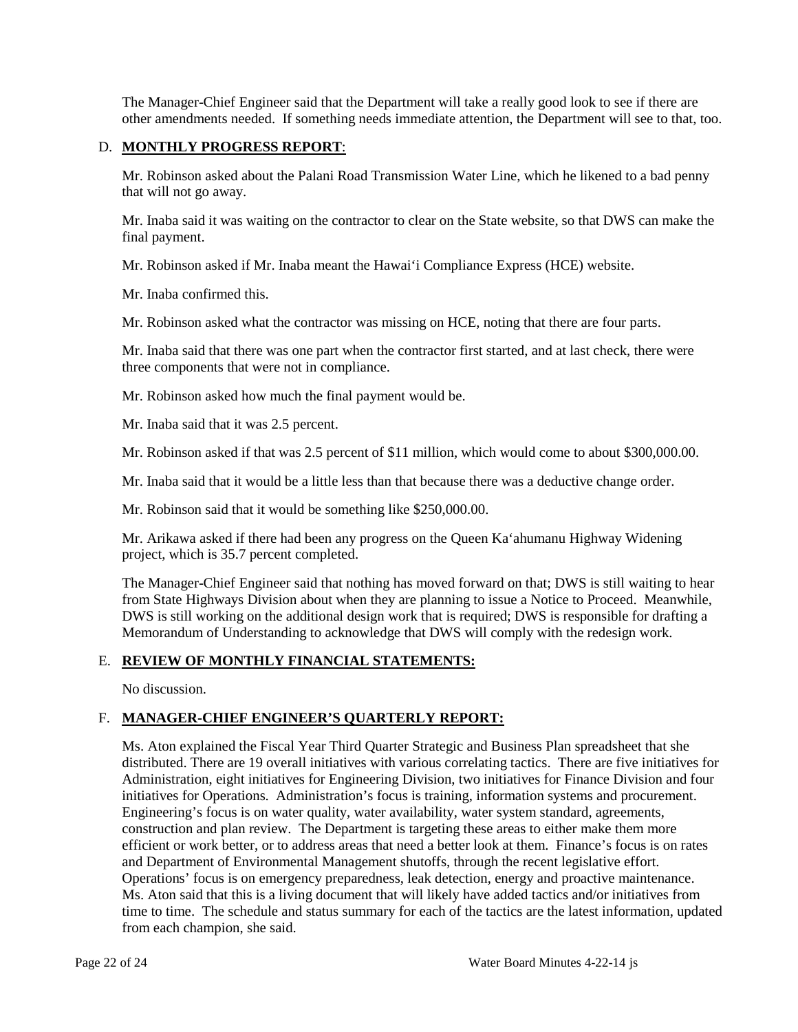The Manager-Chief Engineer said that the Department will take a really good look to see if there are other amendments needed. If something needs immediate attention, the Department will see to that, too.

## D. **MONTHLY PROGRESS REPORT**:

Mr. Robinson asked about the Palani Road Transmission Water Line, which he likened to a bad penny that will not go away.

Mr. Inaba said it was waiting on the contractor to clear on the State website, so that DWS can make the final payment.

Mr. Robinson asked if Mr. Inaba meant the Hawai'i Compliance Express (HCE) website.

Mr. Inaba confirmed this.

Mr. Robinson asked what the contractor was missing on HCE, noting that there are four parts.

Mr. Inaba said that there was one part when the contractor first started, and at last check, there were three components that were not in compliance.

Mr. Robinson asked how much the final payment would be.

Mr. Inaba said that it was 2.5 percent.

Mr. Robinson asked if that was 2.5 percent of $11 million, which would come to about $300,000.00.

Mr. Inaba said that it would be a little less than that because there was a deductive change order.

Mr. Robinson said that it would be something like $250,000.00.

Mr. Arikawa asked if there had been any progress on the Queen Ka'ahumanu Highway Widening project, which is 35.7 percent completed.

The Manager-Chief Engineer said that nothing has moved forward on that; DWS is still waiting to hear from State Highways Division about when they are planning to issue a Notice to Proceed. Meanwhile, DWS is still working on the additional design work that is required; DWS is responsible for drafting a Memorandum of Understanding to acknowledge that DWS will comply with the redesign work.

## E. **REVIEW OF MONTHLY FINANCIAL STATEMENTS:**

No discussion.

## F. **MANAGER-CHIEF ENGINEER'S QUARTERLY REPORT:**

Ms. Aton explained the Fiscal Year Third Quarter Strategic and Business Plan spreadsheet that she distributed. There are 19 overall initiatives with various correlating tactics. There are five initiatives for Administration, eight initiatives for Engineering Division, two initiatives for Finance Division and four initiatives for Operations. Administration's focus is training, information systems and procurement. Engineering's focus is on water quality, water availability, water system standard, agreements, construction and plan review. The Department is targeting these areas to either make them more efficient or work better, or to address areas that need a better look at them. Finance's focus is on rates and Department of Environmental Management shutoffs, through the recent legislative effort. Operations' focus is on emergency preparedness, leak detection, energy and proactive maintenance. Ms. Aton said that this is a living document that will likely have added tactics and/or initiatives from time to time. The schedule and status summary for each of the tactics are the latest information, updated from each champion, she said.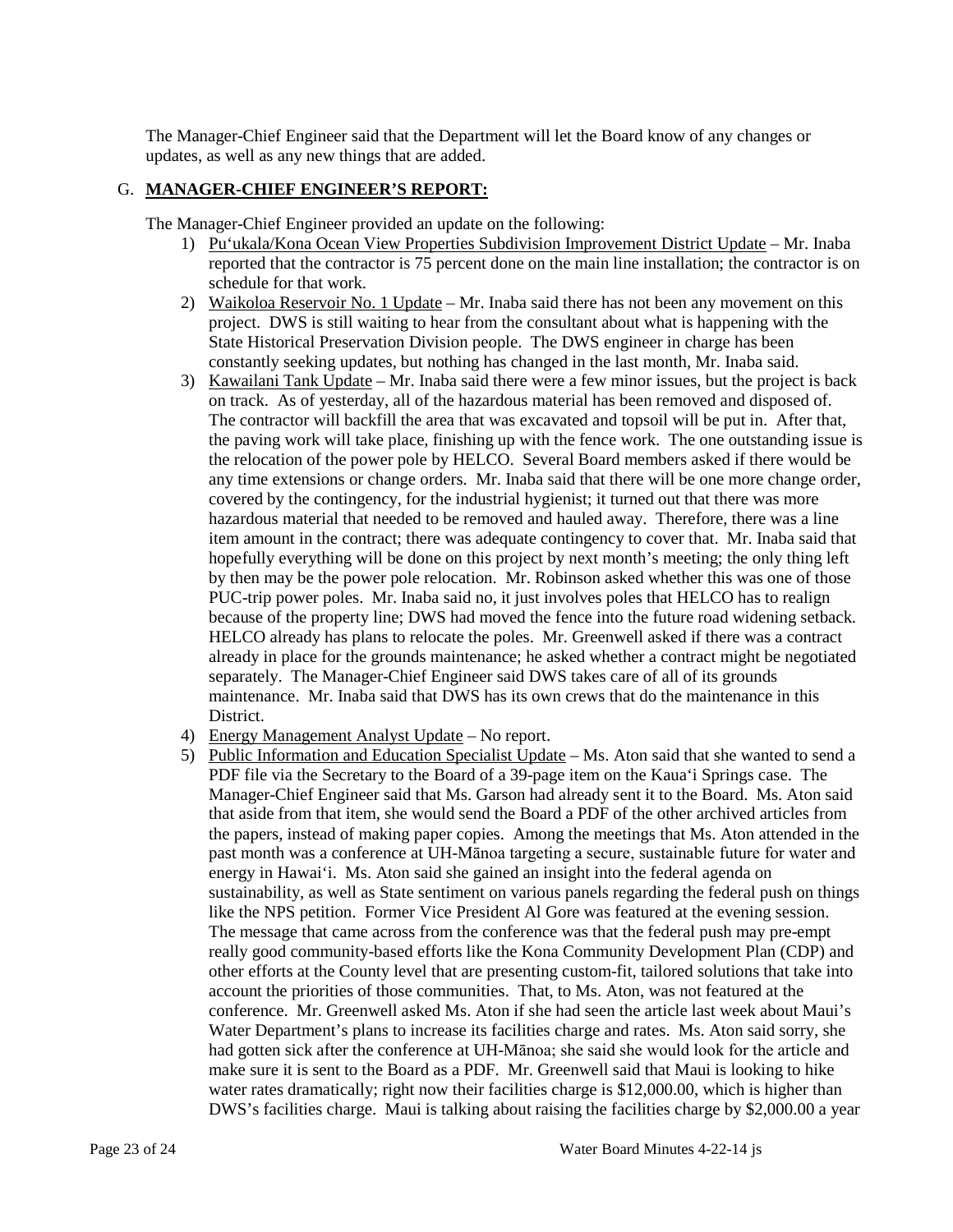The Manager-Chief Engineer said that the Department will let the Board know of any changes or updates, as well as any new things that are added.

## G. **MANAGER-CHIEF ENGINEER'S REPORT:**

The Manager-Chief Engineer provided an update on the following:

1) Pu'ukala/Kona Ocean View Properties Subdivision Improvement District Update – Mr. Inaba reported that the contractor is 75 percent done on the main line installation; the contractor is on schedule for that work.
2) Waikoloa Reservoir No. 1 Update – Mr. Inaba said there has not been any movement on this project. DWS is still waiting to hear from the consultant about what is happening with the State Historical Preservation Division people. The DWS engineer in charge has been constantly seeking updates, but nothing has changed in the last month, Mr. Inaba said.
3) Kawailani Tank Update – Mr. Inaba said there were a few minor issues, but the project is back on track. As of yesterday, all of the hazardous material has been removed and disposed of. The contractor will backfill the area that was excavated and topsoil will be put in. After that, the paving work will take place, finishing up with the fence work. The one outstanding issue is the relocation of the power pole by HELCO. Several Board members asked if there would be any time extensions or change orders. Mr. Inaba said that there will be one more change order, covered by the contingency, for the industrial hygienist; it turned out that there was more hazardous material that needed to be removed and hauled away. Therefore, there was a line item amount in the contract; there was adequate contingency to cover that. Mr. Inaba said that hopefully everything will be done on this project by next month's meeting; the only thing left by then may be the power pole relocation. Mr. Robinson asked whether this was one of those PUC-trip power poles. Mr. Inaba said no, it just involves poles that HELCO has to realign because of the property line; DWS had moved the fence into the future road widening setback. HELCO already has plans to relocate the poles. Mr. Greenwell asked if there was a contract already in place for the grounds maintenance; he asked whether a contract might be negotiated separately. The Manager-Chief Engineer said DWS takes care of all of its grounds maintenance. Mr. Inaba said that DWS has its own crews that do the maintenance in this District.
4) Energy Management Analyst Update – No report.
5) Public Information and Education Specialist Update – Ms. Aton said that she wanted to send a PDF file via the Secretary to the Board of a 39-page item on the Kaua'i Springs case. The Manager-Chief Engineer said that Ms. Garson had already sent it to the Board. Ms. Aton said that aside from that item, she would send the Board a PDF of the other archived articles from the papers, instead of making paper copies. Among the meetings that Ms. Aton attended in the past month was a conference at UH-Mānoa targeting a secure, sustainable future for water and energy in Hawai'i. Ms. Aton said she gained an insight into the federal agenda on sustainability, as well as State sentiment on various panels regarding the federal push on things like the NPS petition. Former Vice President Al Gore was featured at the evening session. The message that came across from the conference was that the federal push may pre-empt really good community-based efforts like the Kona Community Development Plan (CDP) and other efforts at the County level that are presenting custom-fit, tailored solutions that take into account the priorities of those communities. That, to Ms. Aton, was not featured at the conference. Mr. Greenwell asked Ms. Aton if she had seen the article last week about Maui's Water Department's plans to increase its facilities charge and rates. Ms. Aton said sorry, she had gotten sick after the conference at UH-Mānoa; she said she would look for the article and make sure it is sent to the Board as a PDF. Mr. Greenwell said that Maui is looking to hike water rates dramatically; right now their facilities charge is $12,000.00, which is higher than DWS's facilities charge. Maui is talking about raising the facilities charge by $2,000.00 a year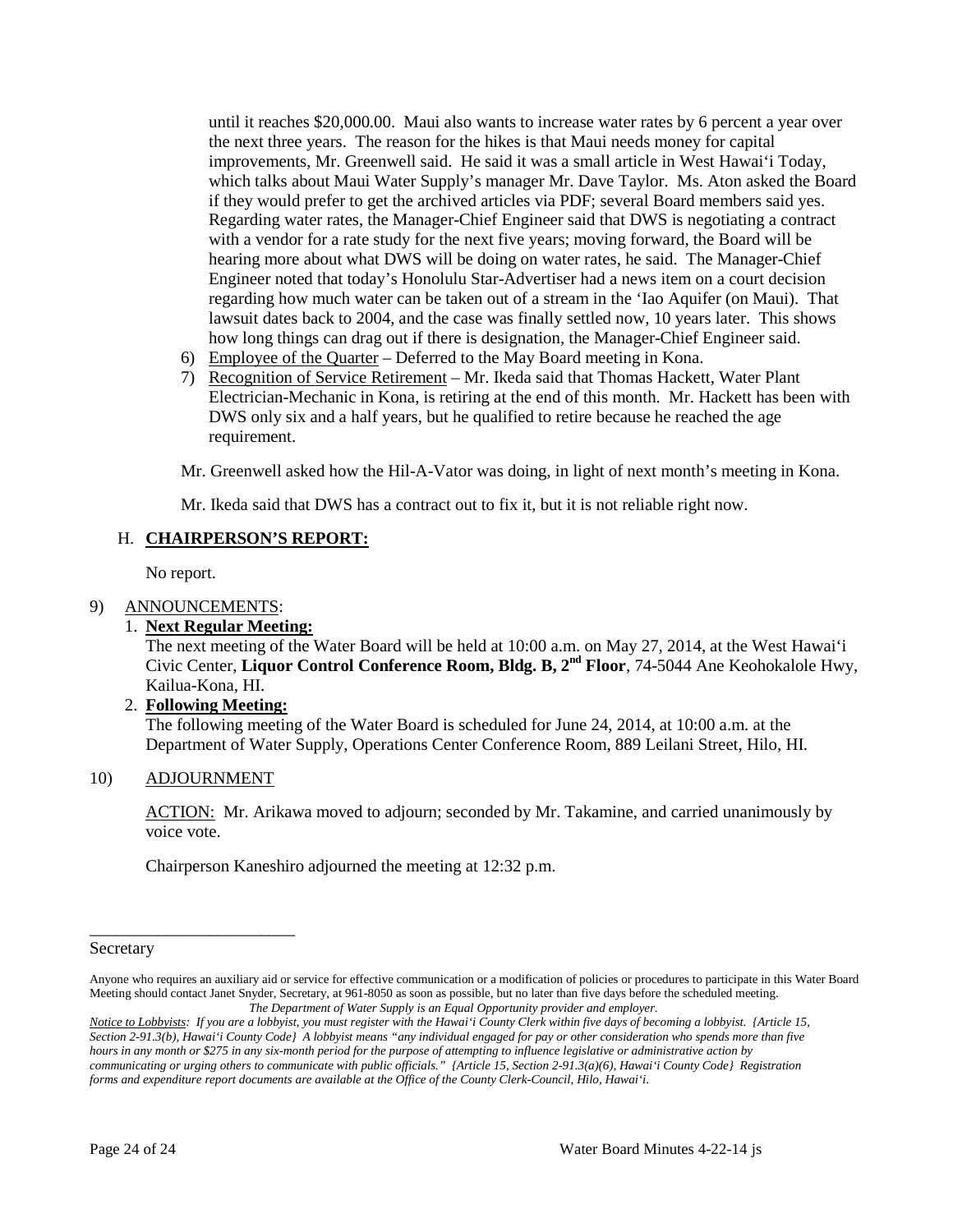until it reaches $20,000.00. Maui also wants to increase water rates by 6 percent a year over the next three years. The reason for the hikes is that Maui needs money for capital improvements, Mr. Greenwell said. He said it was a small article in West Hawaiʻi Today, which talks about Maui Water Supply's manager Mr. Dave Taylor. Ms. Aton asked the Board if they would prefer to get the archived articles via PDF; several Board members said yes. Regarding water rates, the Manager-Chief Engineer said that DWS is negotiating a contract with a vendor for a rate study for the next five years; moving forward, the Board will be hearing more about what DWS will be doing on water rates, he said. The Manager-Chief Engineer noted that today's Honolulu Star-Advertiser had a news item on a court decision regarding how much water can be taken out of a stream in the ʻIao Aquifer (on Maui). That lawsuit dates back to 2004, and the case was finally settled now, 10 years later. This shows how long things can drag out if there is designation, the Manager-Chief Engineer said.

6) Employee of the Quarter – Deferred to the May Board meeting in Kona.
7) Recognition of Service Retirement – Mr. Ikeda said that Thomas Hackett, Water Plant Electrician-Mechanic in Kona, is retiring at the end of this month. Mr. Hackett has been with DWS only six and a half years, but he qualified to retire because he reached the age requirement.

Mr. Greenwell asked how the Hil-A-Vator was doing, in light of next month's meeting in Kona.

Mr. Ikeda said that DWS has a contract out to fix it, but it is not reliable right now.

## H. CHAIRPERSON'S REPORT:

No report.

## 9) ANNOUNCEMENTS:

1. **Next Regular Meeting:**
   The next meeting of the Water Board will be held at 10:00 a.m. on May 27, 2014, at the West Hawaiʻi Civic Center, **Liquor Control Conference Room, Bldg. B, 2nd Floor**, 74-5044 Ane Keohokalole Hwy, Kailua-Kona, HI.
2. **Following Meeting:**
   The following meeting of the Water Board is scheduled for June 24, 2014, at 10:00 a.m. at the Department of Water Supply, Operations Center Conference Room, 889 Leilani Street, Hilo, HI.

## 10) ADJOURNMENT

ACTION: Mr. Arikawa moved to adjourn; seconded by Mr. Takamine, and carried unanimously by voice vote.

Chairperson Kaneshiro adjourned the meeting at 12:32 p.m.

\_\_\_\_\_\_\_\_\_\_\_\_\_\_\_\_\_\_\_\_\_\_\_\_

Secretary

Anyone who requires an auxiliary aid or service for effective communication or a modification of policies or procedures to participate in this Water Board Meeting should contact Janet Snyder, Secretary, at 961-8050 as soon as possible, but no later than five days before the scheduled meeting.

*The Department of Water Supply is an Equal Opportunity provider and employer.*

*Notice to Lobbyists: If you are a lobbyist, you must register with the Hawaiʻi County Clerk within five days of becoming a lobbyist. {Article 15, Section 2-91.3(b), Hawaiʻi County Code} A lobbyist means "any individual engaged for pay or other consideration who spends more than five hours in any month or $275 in any six-month period for the purpose of attempting to influence legislative or administrative action by communicating or urging others to communicate with public officials." {Article 15, Section 2-91.3(a)(6), Hawaiʻi County Code} Registration forms and expenditure report documents are available at the Office of the County Clerk-Council, Hilo, Hawaiʻi.*